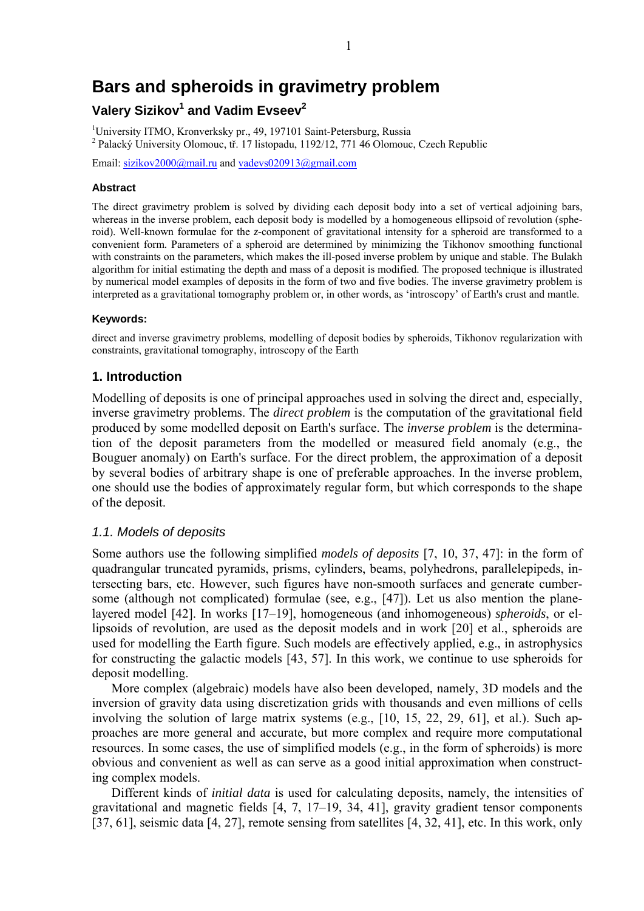# Bars and spheroids in gravimetry problem

## Valery Sizikov[1] and Vadim Evseev[2]

[1]University ITMO, Kronverksky pr., 49, 197101 Saint-Petersburg, Russia
[2] Palacký University Olomouc, tř. 17 listopadu, 1192/12, 771 46 Olomouc, Czech Republic

Email: sizikov2000@mail.ru and vadevs020913@gmail.com

#### Abstract

The direct gravimetry problem is solved by dividing each deposit body into a set of vertical adjoining bars, whereas in the inverse problem, each deposit body is modelled by a homogeneous ellipsoid of revolution (spheroid). Well-known formulae for the $z$-component of gravitational intensity for a spheroid are transformed to a convenient form. Parameters of a spheroid are determined by minimizing the Tikhonov smoothing functional with constraints on the parameters, which makes the ill-posed inverse problem by unique and stable. The Bulakh algorithm for initial estimating the depth and mass of a deposit is modified. The proposed technique is illustrated by numerical model examples of deposits in the form of two and five bodies. The inverse gravimetry problem is interpreted as a gravitational tomography problem or, in other words, as 'introscopy' of Earth's crust and mantle.

#### Keywords:

direct and inverse gravimetry problems, modelling of deposit bodies by spheroids, Tikhonov regularization with constraints, gravitational tomography, introscopy of the Earth

## 1. Introduction

Modelling of deposits is one of principal approaches used in solving the direct and, especially, inverse gravimetry problems. The *direct problem* is the computation of the gravitational field produced by some modelled deposit on Earth's surface. The *inverse problem* is the determination of the deposit parameters from the modelled or measured field anomaly (e.g., the Bouguer anomaly) on Earth's surface. For the direct problem, the approximation of a deposit by several bodies of arbitrary shape is one of preferable approaches. In the inverse problem, one should use the bodies of approximately regular form, but which corresponds to the shape of the deposit.

### *1.1. Models of deposits*

Some authors use the following simplified *models of deposits* [7, 10, 37, 47]: in the form of quadrangular truncated pyramids, prisms, cylinders, beams, polyhedrons, parallelepipeds, intersecting bars, etc. However, such figures have non-smooth surfaces and generate cumbersome (although not complicated) formulae (see, e.g., [47]). Let us also mention the plane-layered model [42]. In works [17–19], homogeneous (and inhomogeneous) *spheroids*, or ellipsoids of revolution, are used as the deposit models and in work [20] et al., spheroids are used for modelling the Earth figure. Such models are effectively applied, e.g., in astrophysics for constructing the galactic models [43, 57]. In this work, we continue to use spheroids for deposit modelling.

More complex (algebraic) models have also been developed, namely, 3D models and the inversion of gravity data using discretization grids with thousands and even millions of cells involving the solution of large matrix systems (e.g., [10, 15, 22, 29, 61], et al.). Such approaches are more general and accurate, but more complex and require more computational resources. In some cases, the use of simplified models (e.g., in the form of spheroids) is more obvious and convenient as well as can serve as a good initial approximation when constructing complex models.

Different kinds of *initial data* is used for calculating deposits, namely, the intensities of gravitational and magnetic fields [4, 7, 17–19, 34, 41], gravity gradient tensor components [37, 61], seismic data [4, 27], remote sensing from satellites [4, 32, 41], etc. In this work, only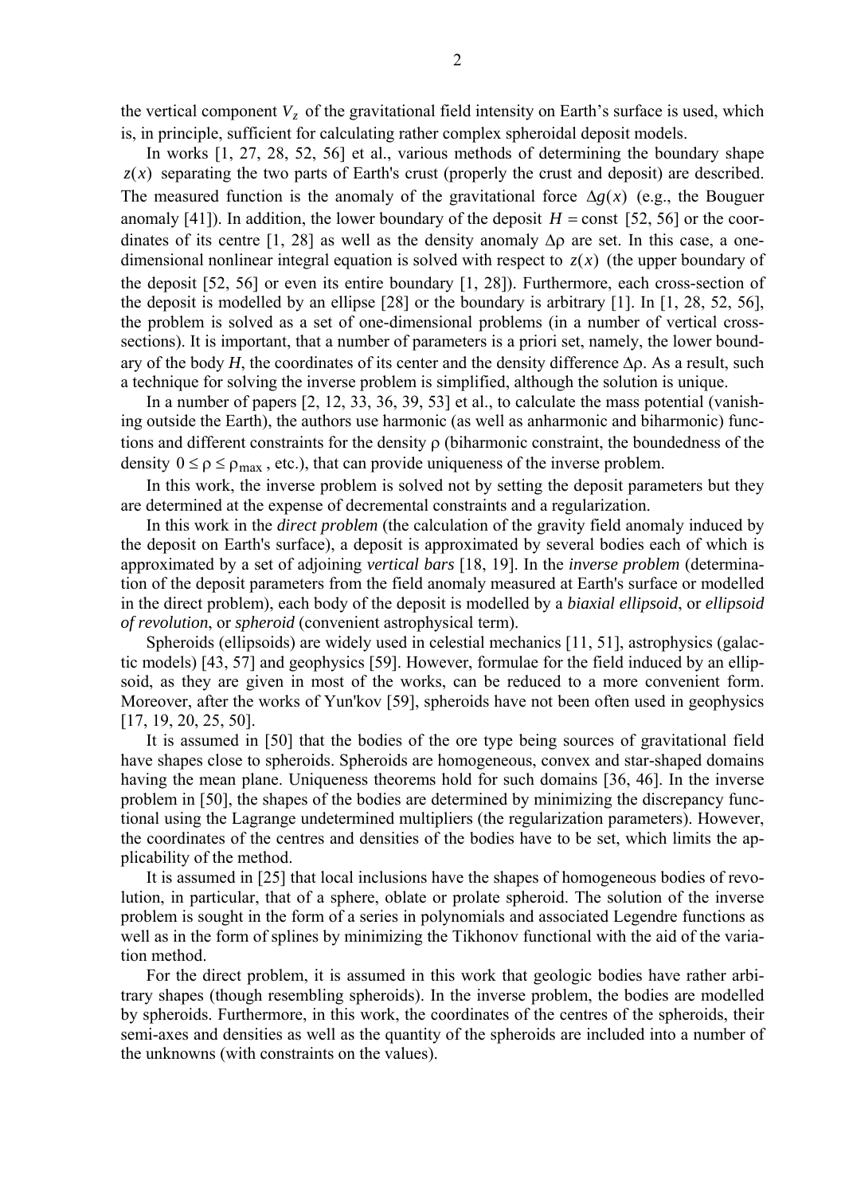the vertical component $V_z$ of the gravitational field intensity on Earth's surface is used, which is, in principle, sufficient for calculating rather complex spheroidal deposit models.

In works [1, 27, 28, 52, 56] et al., various methods of determining the boundary shape $z(x)$ separating the two parts of Earth's crust (properly the crust and deposit) are described. The measured function is the anomaly of the gravitational force $\Delta g(x)$ (e.g., the Bouguer anomaly [41]). In addition, the lower boundary of the deposit $H = \text{const}$ [52, 56] or the coordinates of its centre [1, 28] as well as the density anomaly $\Delta\rho$ are set. In this case, a one-dimensional nonlinear integral equation is solved with respect to $z(x)$ (the upper boundary of the deposit [52, 56] or even its entire boundary [1, 28]). Furthermore, each cross-section of the deposit is modelled by an ellipse [28] or the boundary is arbitrary [1]. In [1, 28, 52, 56], the problem is solved as a set of one-dimensional problems (in a number of vertical cross-sections). It is important, that a number of parameters is a priori set, namely, the lower boundary of the body *H*, the coordinates of its center and the density difference $\Delta\rho$. As a result, such a technique for solving the inverse problem is simplified, although the solution is unique.

In a number of papers [2, 12, 33, 36, 39, 53] et al., to calculate the mass potential (vanishing outside the Earth), the authors use harmonic (as well as anharmonic and biharmonic) functions and different constraints for the density $\rho$ (biharmonic constraint, the boundedness of the density $0 \le \rho \le \rho_{\max}$, etc.), that can provide uniqueness of the inverse problem.

In this work, the inverse problem is solved not by setting the deposit parameters but they are determined at the expense of decremental constraints and a regularization.

In this work in the *direct problem* (the calculation of the gravity field anomaly induced by the deposit on Earth's surface), a deposit is approximated by several bodies each of which is approximated by a set of adjoining *vertical bars* [18, 19]. In the *inverse problem* (determination of the deposit parameters from the field anomaly measured at Earth's surface or modelled in the direct problem), each body of the deposit is modelled by a *biaxial ellipsoid*, or *ellipsoid of revolution*, or *spheroid* (convenient astrophysical term).

Spheroids (ellipsoids) are widely used in celestial mechanics [11, 51], astrophysics (galactic models) [43, 57] and geophysics [59]. However, formulae for the field induced by an ellipsoid, as they are given in most of the works, can be reduced to a more convenient form. Moreover, after the works of Yun'kov [59], spheroids have not been often used in geophysics [17, 19, 20, 25, 50].

It is assumed in [50] that the bodies of the ore type being sources of gravitational field have shapes close to spheroids. Spheroids are homogeneous, convex and star-shaped domains having the mean plane. Uniqueness theorems hold for such domains [36, 46]. In the inverse problem in [50], the shapes of the bodies are determined by minimizing the discrepancy functional using the Lagrange undetermined multipliers (the regularization parameters). However, the coordinates of the centres and densities of the bodies have to be set, which limits the applicability of the method.

It is assumed in [25] that local inclusions have the shapes of homogeneous bodies of revolution, in particular, that of a sphere, oblate or prolate spheroid. The solution of the inverse problem is sought in the form of a series in polynomials and associated Legendre functions as well as in the form of splines by minimizing the Tikhonov functional with the aid of the variation method.

For the direct problem, it is assumed in this work that geologic bodies have rather arbitrary shapes (though resembling spheroids). In the inverse problem, the bodies are modelled by spheroids. Furthermore, in this work, the coordinates of the centres of the spheroids, their semi-axes and densities as well as the quantity of the spheroids are included into a number of the unknowns (with constraints on the values).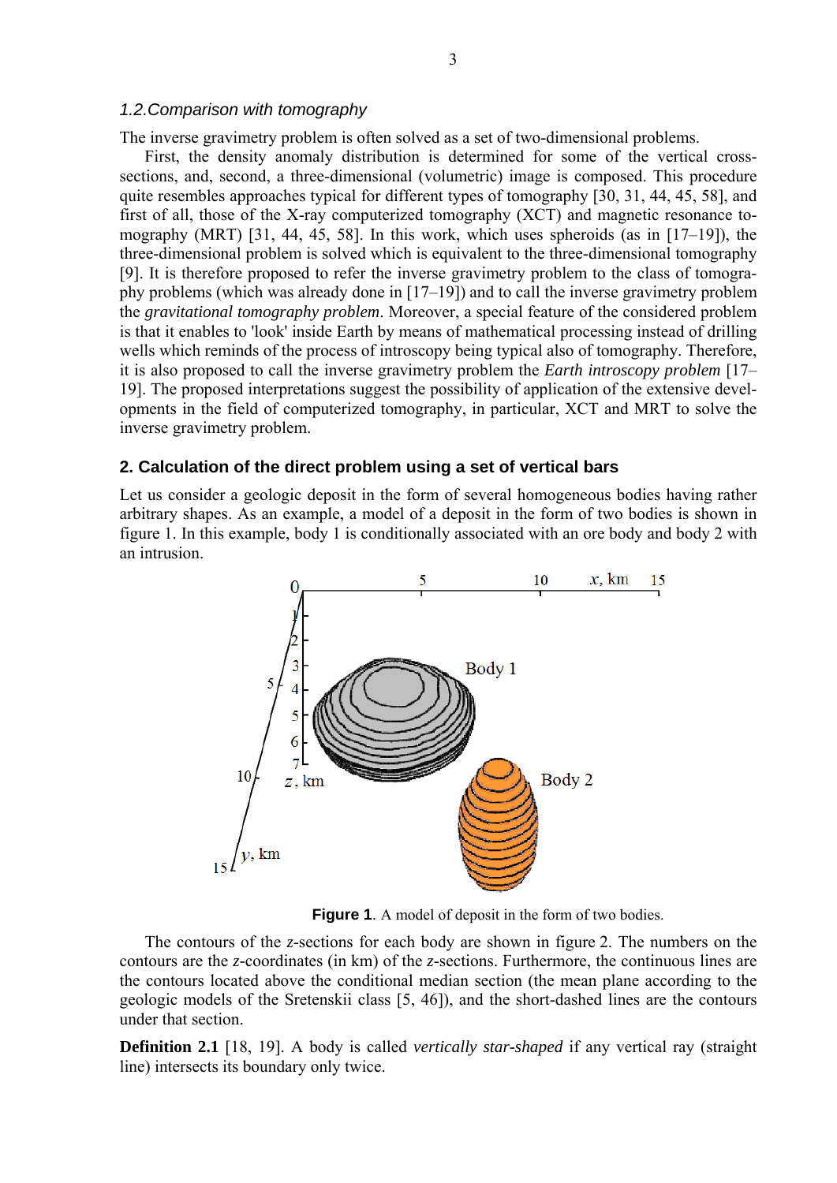### 1.2. Comparison with tomography

The inverse gravimetry problem is often solved as a set of two-dimensional problems.

First, the density anomaly distribution is determined for some of the vertical cross-sections, and, second, a three-dimensional (volumetric) image is composed. This procedure quite resembles approaches typical for different types of tomography [30, 31, 44, 45, 58], and first of all, those of the X-ray computerized tomography (XCT) and magnetic resonance tomography (MRT) [31, 44, 45, 58]. In this work, which uses spheroids (as in [17–19]), the three-dimensional problem is solved which is equivalent to the three-dimensional tomography [9]. It is therefore proposed to refer the inverse gravimetry problem to the class of tomography problems (which was already done in [17–19]) and to call the inverse gravimetry problem the *gravitational tomography problem*. Moreover, a special feature of the considered problem is that it enables to 'look' inside Earth by means of mathematical processing instead of drilling wells which reminds of the process of introscopy being typical also of tomography. Therefore, it is also proposed to call the inverse gravimetry problem the *Earth introscopy problem* [17–19]. The proposed interpretations suggest the possibility of application of the extensive developments in the field of computerized tomography, in particular, XCT and MRT to solve the inverse gravimetry problem.

## 2. Calculation of the direct problem using a set of vertical bars

Let us consider a geologic deposit in the form of several homogeneous bodies having rather arbitrary shapes. As an example, a model of a deposit in the form of two bodies is shown in figure 1. In this example, body 1 is conditionally associated with an ore body and body 2 with an intrusion.

**Figure 1**. A model of deposit in the form of two bodies.

The contours of the $z$-sections for each body are shown in figure 2. The numbers on the contours are the $z$-coordinates (in km) of the $z$-sections. Furthermore, the continuous lines are the contours located above the conditional median section (the mean plane according to the geologic models of the Sretenskii class [5, 46]), and the short-dashed lines are the contours under that section.

**Definition 2.1** [18, 19]. A body is called *vertically star-shaped* if any vertical ray (straight line) intersects its boundary only twice.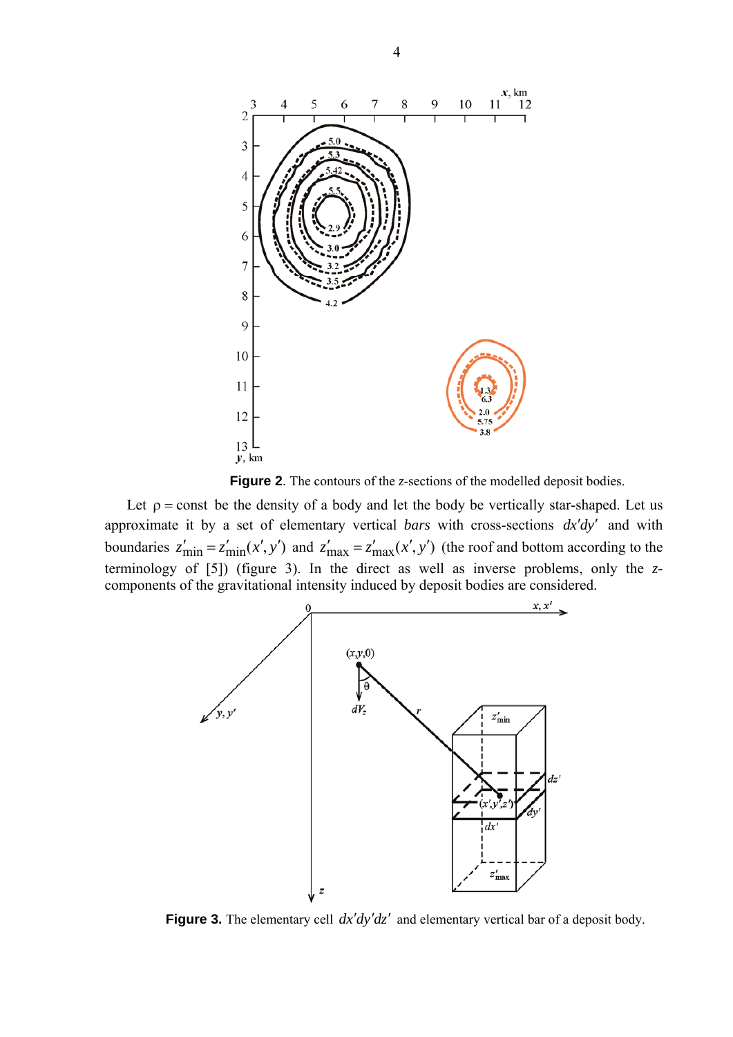**Figure 2**. The contours of the *z*-sections of the modelled deposit bodies.

Let $\rho = \text{const}$ be the density of a body and let the body be vertically star-shaped. Let us approximate it by a set of elementary vertical *bars* with cross-sections $dx'dy'$ and with boundaries $z'_{\min} = z'_{\min}(x', y')$ and $z'_{\max} = z'_{\max}(x', y')$ (the roof and bottom according to the terminology of [5]) (figure 3). In the direct as well as inverse problems, only the *z*-components of the gravitational intensity induced by deposit bodies are considered.

**Figure 3.** The elementary cell $dx'dy'dz'$ and elementary vertical bar of a deposit body.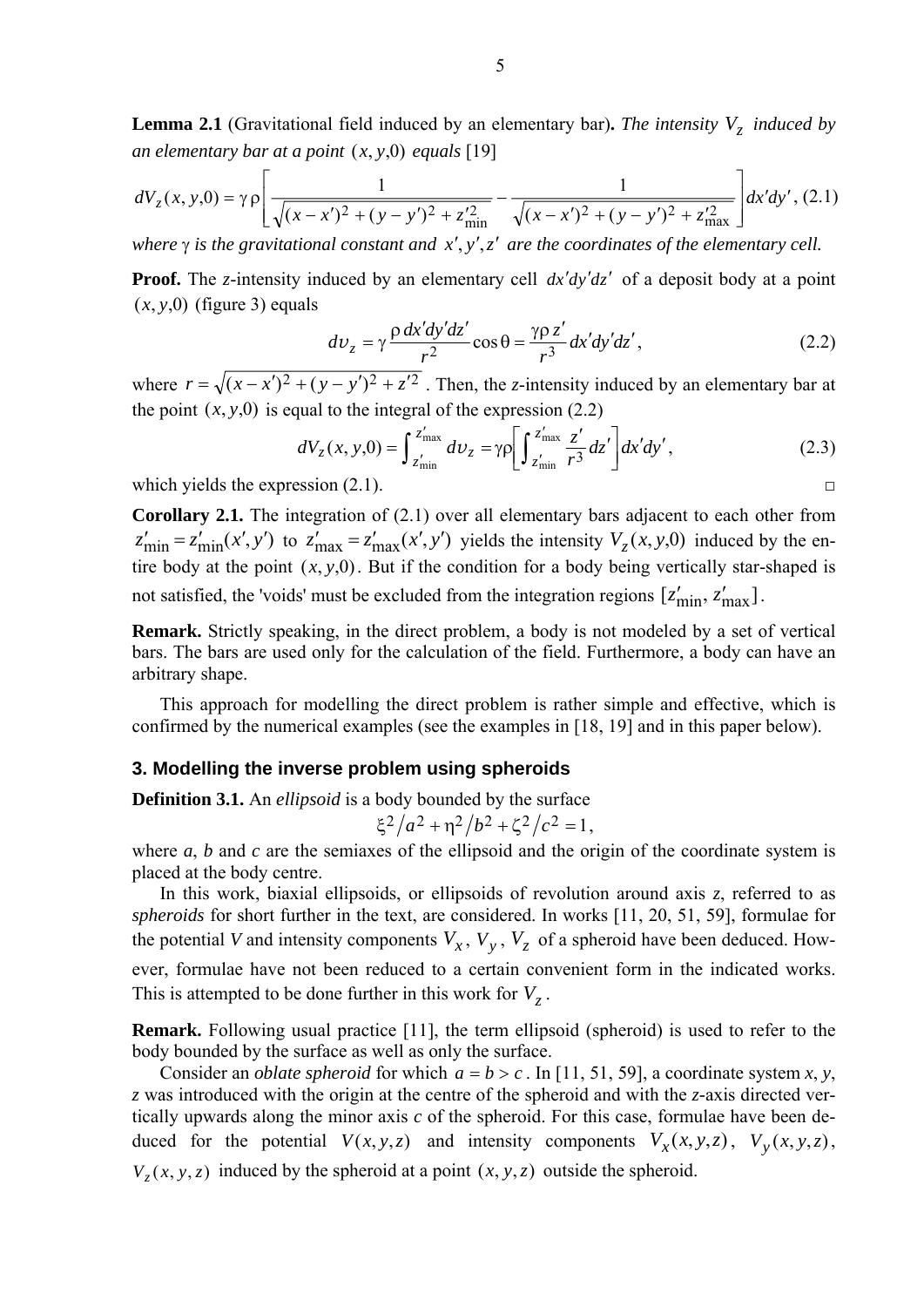**Lemma 2.1** (Gravitational field induced by an elementary bar)**.** *The intensity $V_z$ induced by an elementary bar at a point $(x, y, 0)$ equals* [19]

$$dV_z(x,y,0) = \gamma\rho\left[\frac{1}{\sqrt{(x-x')^2+(y-y')^2+z'^2_{\min}}} - \frac{1}{\sqrt{(x-x')^2+(y-y')^2+z'^2_{\max}}}\right]dx'dy', \quad (2.1)$$

*where* $\gamma$ *is the gravitational constant and* $x', y', z'$ *are the coordinates of the elementary cell.*

**Proof.** The *z*-intensity induced by an elementary cell $dx'dy'dz'$ of a deposit body at a point $(x, y, 0)$ (figure 3) equals

$$d\upsilon_z = \gamma\frac{\rho\, dx'dy'dz'}{r^2}\cos\theta = \frac{\gamma\rho\, z'}{r^3}dx'dy'dz', \quad (2.2)$$

where $r = \sqrt{(x-x')^2+(y-y')^2+z'^2}$ . Then, the *z*-intensity induced by an elementary bar at the point $(x, y, 0)$ is equal to the integral of the expression (2.2)

$$dV_z(x,y,0) = \int_{z'_{\min}}^{z'_{\max}} d\upsilon_z = \gamma\rho\left[\int_{z'_{\min}}^{z'_{\max}}\frac{z'}{r^3}dz'\right]dx'dy', \quad (2.3)$$

which yields the expression (2.1). □

**Corollary 2.1.** The integration of (2.1) over all elementary bars adjacent to each other from $z'_{\min} = z'_{\min}(x', y')$ to $z'_{\max} = z'_{\max}(x', y')$ yields the intensity $V_z(x, y, 0)$ induced by the entire body at the point $(x, y, 0)$. But if the condition for a body being vertically star-shaped is not satisfied, the 'voids' must be excluded from the integration regions $[z'_{\min}, z'_{\max}]$.

**Remark.** Strictly speaking, in the direct problem, a body is not modeled by a set of vertical bars. The bars are used only for the calculation of the field. Furthermore, a body can have an arbitrary shape.

This approach for modelling the direct problem is rather simple and effective, which is confirmed by the numerical examples (see the examples in [18, 19] and in this paper below).

## 3. Modelling the inverse problem using spheroids

**Definition 3.1.** An *ellipsoid* is a body bounded by the surface

$$\xi^2/a^2 + \eta^2/b^2 + \zeta^2/c^2 = 1,$$

where *a*, *b* and *c* are the semiaxes of the ellipsoid and the origin of the coordinate system is placed at the body centre.

In this work, biaxial ellipsoids, or ellipsoids of revolution around axis *z*, referred to as *spheroids* for short further in the text, are considered. In works [11, 20, 51, 59], formulae for the potential *V* and intensity components $V_x$, $V_y$, $V_z$ of a spheroid have been deduced. However, formulae have not been reduced to a certain convenient form in the indicated works. This is attempted to be done further in this work for $V_z$.

**Remark.** Following usual practice [11], the term ellipsoid (spheroid) is used to refer to the body bounded by the surface as well as only the surface.

Consider an *oblate spheroid* for which $a = b > c$. In [11, 51, 59], a coordinate system *x*, *y*, *z* was introduced with the origin at the centre of the spheroid and with the *z*-axis directed vertically upwards along the minor axis *c* of the spheroid. For this case, formulae have been deduced for the potential $V(x, y, z)$ and intensity components $V_x(x, y, z)$, $V_y(x, y, z)$, $V_z(x, y, z)$ induced by the spheroid at a point $(x, y, z)$ outside the spheroid.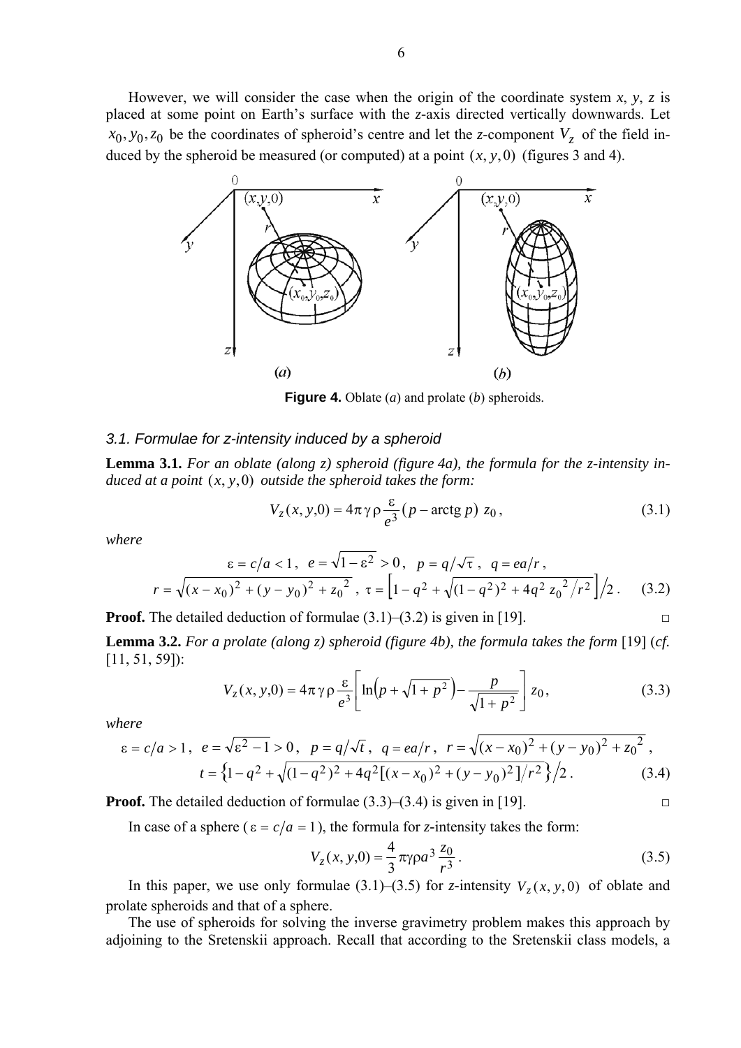However, we will consider the case when the origin of the coordinate system $x$, $y$, $z$ is placed at some point on Earth's surface with the $z$-axis directed vertically downwards. Let $x_0, y_0, z_0$ be the coordinates of spheroid's centre and let the $z$-component $V_z$ of the field induced by the spheroid be measured (or computed) at a point $(x, y, 0)$ (figures 3 and 4).

**Figure 4.** Oblate (*a*) and prolate (*b*) spheroids.

### *3.1. Formulae for z-intensity induced by a spheroid*

**Lemma 3.1.** *For an oblate (along z) spheroid (figure 4a), the formula for the z-intensity induced at a point $(x, y, 0)$ outside the spheroid takes the form:*

$$V_z(x, y, 0) = 4\pi\gamma\rho\frac{\varepsilon}{e^3}(p - \operatorname{arctg} p)\, z_0, \tag{3.1}$$

*where*

$$\varepsilon = c/a < 1,\ \ e = \sqrt{1-\varepsilon^2} > 0,\ \ p = q/\sqrt{\tau},\ \ q = ea/r,$$
$$r = \sqrt{(x-x_0)^2 + (y-y_0)^2 + z_0^2},\ \ \tau = \left[1 - q^2 + \sqrt{(1-q^2)^2 + 4q^2 z_0^2/r^2}\right]\Big/2. \tag{3.2}$$

**Proof.** The detailed deduction of formulae (3.1)–(3.2) is given in [19]. □

**Lemma 3.2.** *For a prolate (along z) spheroid (figure 4b), the formula takes the form* [19] (*cf.* [11, 51, 59]):

$$V_z(x, y, 0) = 4\pi\gamma\rho\frac{\varepsilon}{e^3}\left[\ln\left(p + \sqrt{1+p^2}\right) - \frac{p}{\sqrt{1+p^2}}\right] z_0, \tag{3.3}$$

*where*

$$\varepsilon = c/a > 1,\ \ e = \sqrt{\varepsilon^2 - 1} > 0,\ \ p = q/\sqrt{t},\ \ q = ea/r,\ \ r = \sqrt{(x-x_0)^2 + (y-y_0)^2 + z_0^2},$$
$$t = \left\{1 - q^2 + \sqrt{(1-q^2)^2 + 4q^2[(x-x_0)^2 + (y-y_0)^2]/r^2}\right\}\Big/2. \tag{3.4}$$

**Proof.** The detailed deduction of formulae (3.3)–(3.4) is given in [19]. □

In case of a sphere ($\varepsilon = c/a = 1$), the formula for $z$-intensity takes the form:

$$V_z(x, y, 0) = \frac{4}{3}\pi\gamma\rho a^3 \frac{z_0}{r^3}. \tag{3.5}$$

In this paper, we use only formulae (3.1)–(3.5) for $z$-intensity $V_z(x, y, 0)$ of oblate and prolate spheroids and that of a sphere.

The use of spheroids for solving the inverse gravimetry problem makes this approach by adjoining to the Sretenskii approach. Recall that according to the Sretenskii class models, a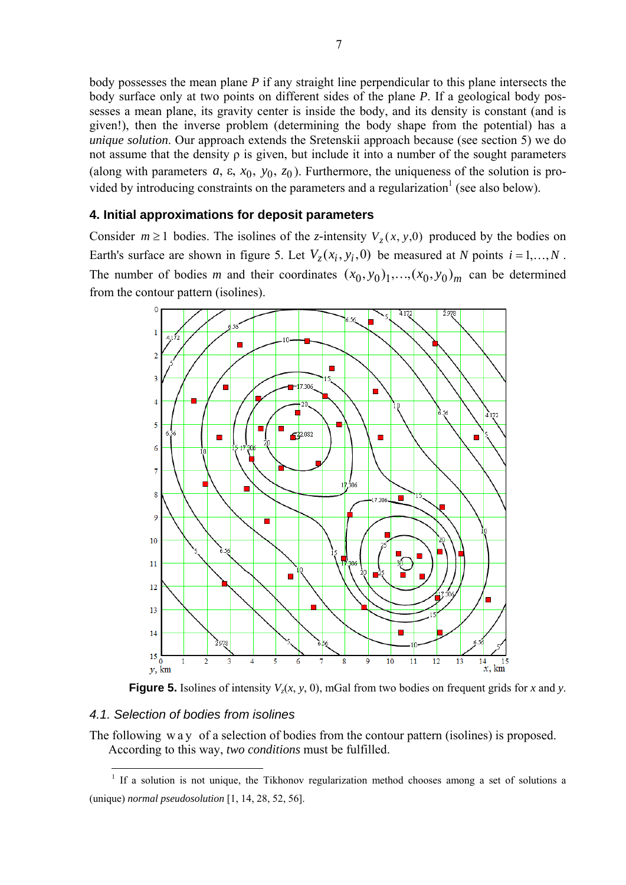body possesses the mean plane *P* if any straight line perpendicular to this plane intersects the body surface only at two points on different sides of the plane *P*. If a geological body possesses a mean plane, its gravity center is inside the body, and its density is constant (and is given!), then the inverse problem (determining the body shape from the potential) has a *unique solution*. Our approach extends the Sretenskii approach because (see section 5) we do not assume that the density ρ is given, but include it into a number of the sought parameters (along with parameters $a$, ε, $x_0$, $y_0$, $z_0$). Furthermore, the uniqueness of the solution is provided by introducing constraints on the parameters and a regularization[1] (see also below).

## 4. Initial approximations for deposit parameters

Consider $m \geq 1$ bodies. The isolines of the *z*-intensity $V_z(x, y, 0)$ produced by the bodies on Earth's surface are shown in figure 5. Let $V_z(x_i, y_i, 0)$ be measured at *N* points $i = 1, \ldots, N$. The number of bodies *m* and their coordinates $(x_0, y_0)_1, \ldots, (x_0, y_0)_m$ can be determined from the contour pattern (isolines).

**Figure 5.** Isolines of intensity $V_z(x, y, 0)$, mGal from two bodies on frequent grids for *x* and *y*.

### *4.1. Selection of bodies from isolines*

The following way of a selection of bodies from the contour pattern (isolines) is proposed. According to this way, *two conditions* must be fulfilled.

[1] If a solution is not unique, the Tikhonov regularization method chooses among a set of solutions a (unique) *normal pseudosolution* [1, 14, 28, 52, 56].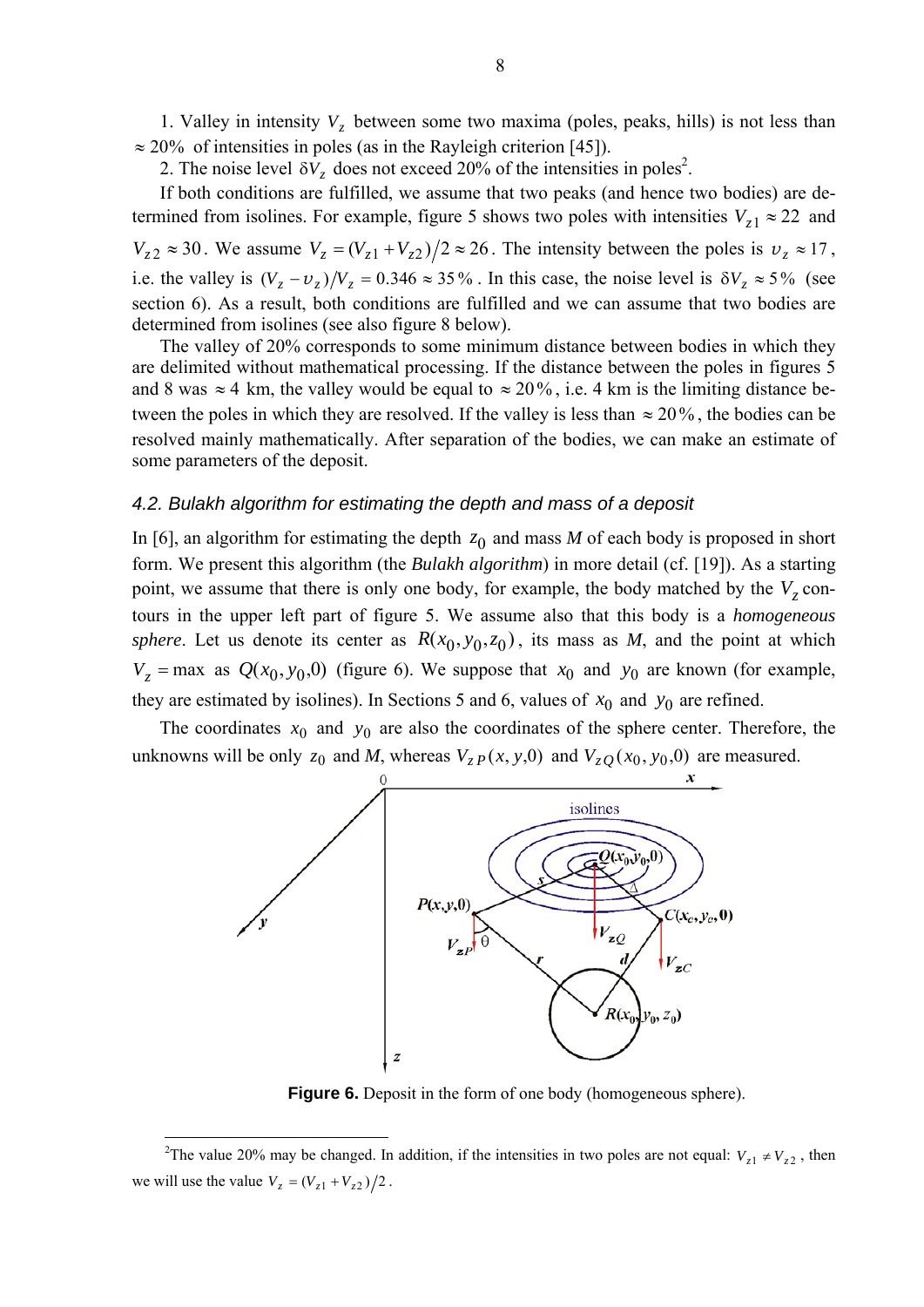1. Valley in intensity $V_z$ between some two maxima (poles, peaks, hills) is not less than $\approx 20\%$ of intensities in poles (as in the Rayleigh criterion [45]).

2. The noise level $\delta V_z$ does not exceed 20% of the intensities in poles[2].

If both conditions are fulfilled, we assume that two peaks (and hence two bodies) are determined from isolines. For example, figure 5 shows two poles with intensities $V_{z1} \approx 22$ and $V_{z2} \approx 30$. We assume $V_z = (V_{z1} + V_{z2})/2 \approx 26$. The intensity between the poles is $\upsilon_z \approx 17$, i.e. the valley is $(V_z - \upsilon_z)/V_z = 0.346 \approx 35\%$. In this case, the noise level is $\delta V_z \approx 5\%$ (see section 6). As a result, both conditions are fulfilled and we can assume that two bodies are determined from isolines (see also figure 8 below).

The valley of 20% corresponds to some minimum distance between bodies in which they are delimited without mathematical processing. If the distance between the poles in figures 5 and 8 was $\approx 4$ km, the valley would be equal to $\approx 20\%$, i.e. 4 km is the limiting distance between the poles in which they are resolved. If the valley is less than $\approx 20\%$, the bodies can be resolved mainly mathematically. After separation of the bodies, we can make an estimate of some parameters of the deposit.

### *4.2. Bulakh algorithm for estimating the depth and mass of a deposit*

In [6], an algorithm for estimating the depth $z_0$ and mass *M* of each body is proposed in short form. We present this algorithm (the *Bulakh algorithm*) in more detail (cf. [19]). As a starting point, we assume that there is only one body, for example, the body matched by the $V_z$ contours in the upper left part of figure 5. We assume also that this body is a *homogeneous sphere*. Let us denote its center as $R(x_0, y_0, z_0)$, its mass as *M*, and the point at which $V_z = \max$ as $Q(x_0, y_0, 0)$ (figure 6). We suppose that $x_0$ and $y_0$ are known (for example, they are estimated by isolines). In Sections 5 and 6, values of $x_0$ and $y_0$ are refined.

The coordinates $x_0$ and $y_0$ are also the coordinates of the sphere center. Therefore, the unknowns will be only $z_0$ and *M*, whereas $V_{zP}(x, y, 0)$ and $V_{zQ}(x_0, y_0, 0)$ are measured.

**Figure 6.** Deposit in the form of one body (homogeneous sphere).

[2] The value 20% may be changed. In addition, if the intensities in two poles are not equal: $V_{z1} \neq V_{z2}$, then we will use the value $V_z = (V_{z1} + V_{z2})/2$.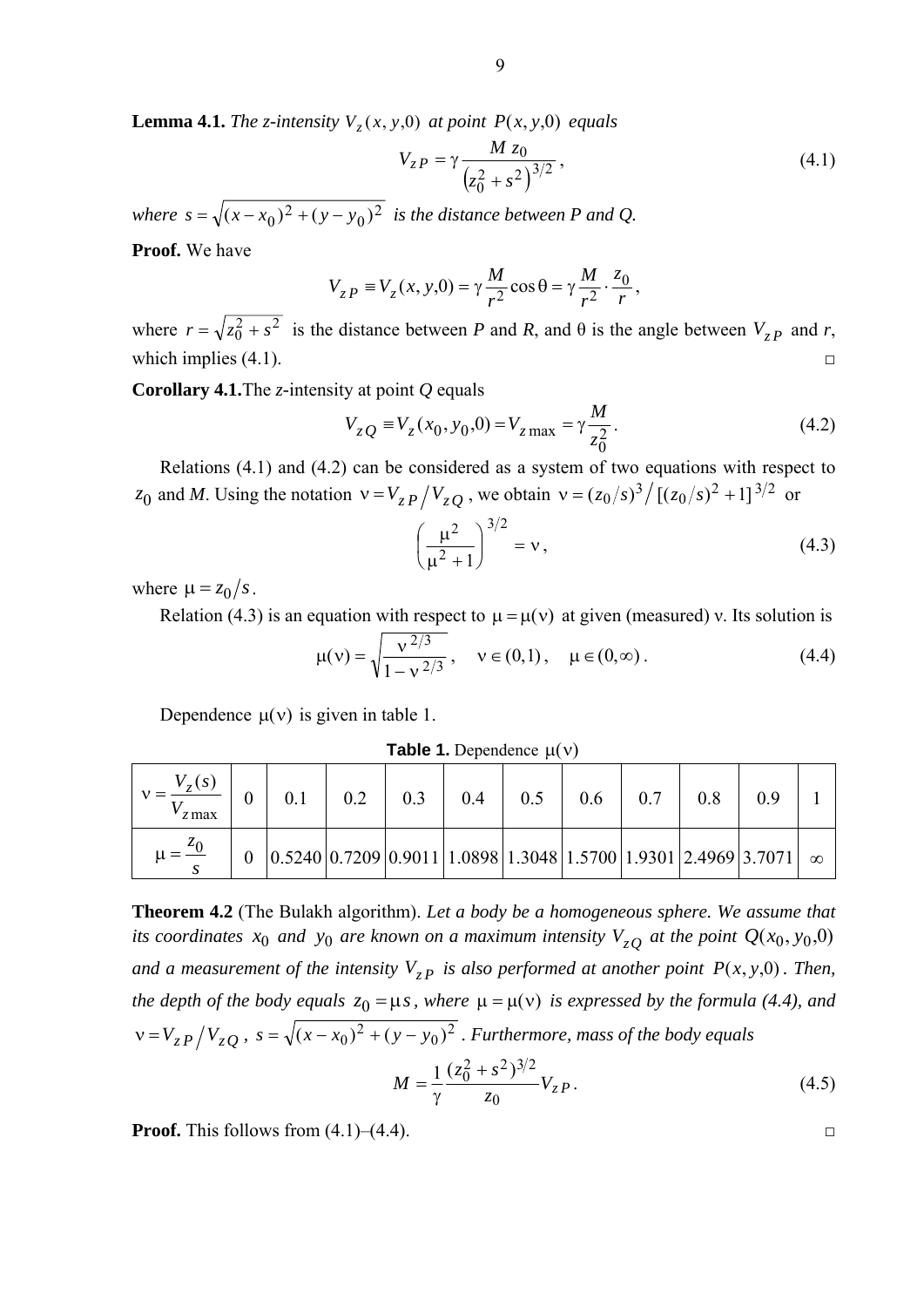**Lemma 4.1.** *The z-intensity* $V_z(x, y, 0)$ *at point* $P(x, y, 0)$ *equals*

$$V_{zP} = \gamma \frac{M z_0}{\left(z_0^2 + s^2\right)^{3/2}}, \tag{4.1}$$

*where* $s = \sqrt{(x - x_0)^2 + (y - y_0)^2}$ *is the distance between P and Q.*

**Proof.** We have

$$V_{zP} \equiv V_z(x, y, 0) = \gamma \frac{M}{r^2} \cos\theta = \gamma \frac{M}{r^2} \cdot \frac{z_0}{r},$$

where $r = \sqrt{z_0^2 + s^2}$ is the distance between *P* and *R*, and θ is the angle between $V_{zP}$ and *r*, which implies (4.1). □

**Corollary 4.1.** The *z*-intensity at point *Q* equals

$$V_{zQ} \equiv V_z(x_0, y_0, 0) = V_{z\max} = \gamma \frac{M}{z_0^2}. \tag{4.2}$$

Relations (4.1) and (4.2) can be considered as a system of two equations with respect to $z_0$ and *M*. Using the notation $\nu = V_{zP} / V_{zQ}$, we obtain $\nu = (z_0/s)^3 / [(z_0/s)^2 + 1]^{3/2}$ or

$$\left(\frac{\mu^2}{\mu^2 + 1}\right)^{3/2} = \nu, \tag{4.3}$$

where $\mu = z_0/s$.

Relation (4.3) is an equation with respect to $\mu = \mu(\nu)$ at given (measured) ν. Its solution is

$$\mu(\nu) = \sqrt{\frac{\nu^{2/3}}{1 - \nu^{2/3}}}, \quad \nu \in (0,1), \quad \mu \in (0, \infty). \tag{4.4}$$

Dependence $\mu(\nu)$ is given in table 1.

**Table 1.** Dependence $\mu(\nu)$

| $\nu = \dfrac{V_z(s)}{V_{z\max}}$ | 0 | 0.1 | 0.2 | 0.3 | 0.4 | 0.5 | 0.6 | 0.7 | 0.8 | 0.9 | 1 |
|---|---|---|---|---|---|---|---|---|---|---|---|
| $\mu = \dfrac{z_0}{s}$ | 0 | 0.5240 | 0.7209 | 0.9011 | 1.0898 | 1.3048 | 1.5700 | 1.9301 | 2.4969 | 3.7071 | $\infty$ |

**Theorem 4.2** (The Bulakh algorithm). *Let a body be a homogeneous sphere. We assume that its coordinates* $x_0$ *and* $y_0$ *are known on a maximum intensity* $V_{zQ}$ *at the point* $Q(x_0, y_0, 0)$ *and a measurement of the intensity* $V_{zP}$ *is also performed at another point* $P(x, y, 0)$*. Then, the depth of the body equals* $z_0 = \mu s$*, where* $\mu = \mu(\nu)$ *is expressed by the formula (4.4), and* $\nu = V_{zP} / V_{zQ}$, $s = \sqrt{(x - x_0)^2 + (y - y_0)^2}$*. Furthermore, mass of the body equals*

$$M = \frac{1}{\gamma} \frac{(z_0^2 + s^2)^{3/2}}{z_0} V_{zP}. \tag{4.5}$$

**Proof.** This follows from (4.1)–(4.4). □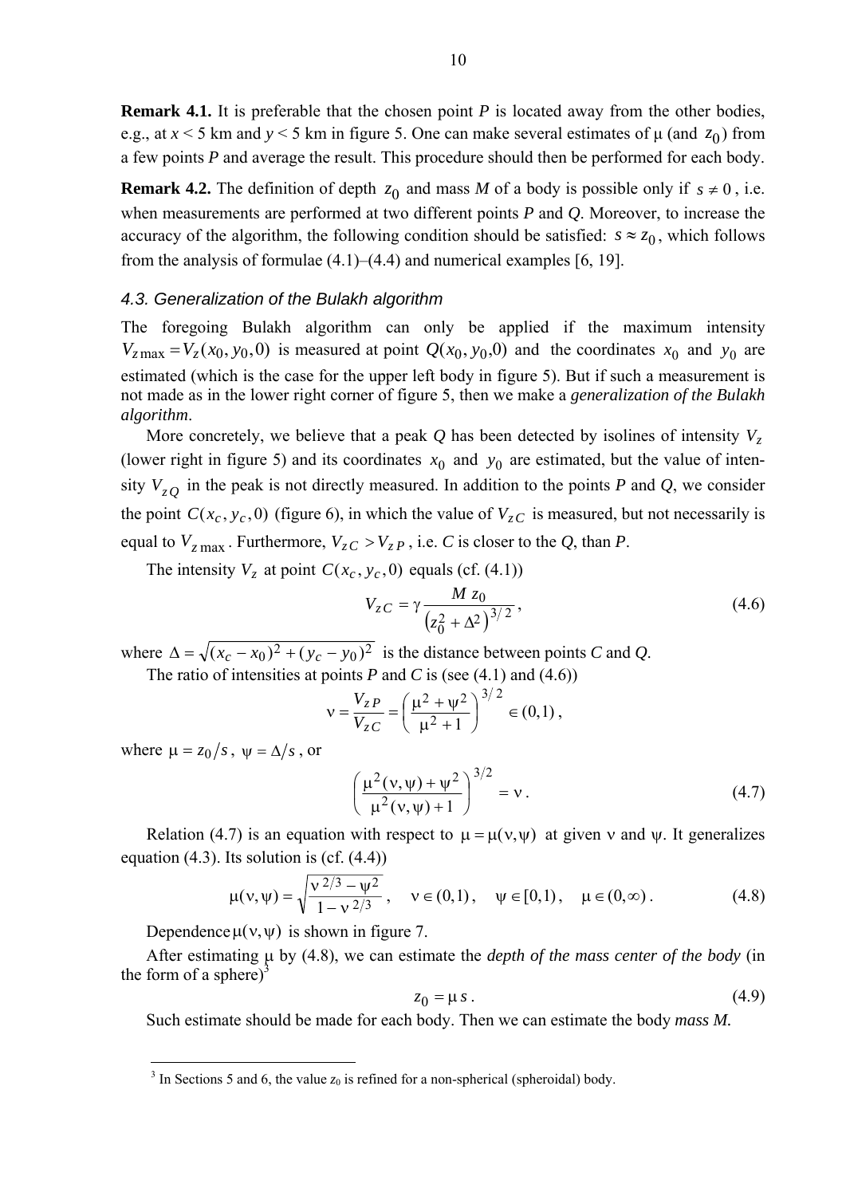**Remark 4.1.** It is preferable that the chosen point *P* is located away from the other bodies, e.g., at $x < 5$ km and $y < 5$ km in figure 5. One can make several estimates of μ (and $z_0$) from a few points *P* and average the result. This procedure should then be performed for each body.

**Remark 4.2.** The definition of depth $z_0$ and mass *M* of a body is possible only if $s \neq 0$, i.e. when measurements are performed at two different points *P* and *Q*. Moreover, to increase the accuracy of the algorithm, the following condition should be satisfied: $s \approx z_0$, which follows from the analysis of formulae (4.1)–(4.4) and numerical examples [6, 19].

### *4.3. Generalization of the Bulakh algorithm*

The foregoing Bulakh algorithm can only be applied if the maximum intensity $V_{z\max} = V_z(x_0, y_0, 0)$ is measured at point $Q(x_0, y_0, 0)$ and the coordinates $x_0$ and $y_0$ are estimated (which is the case for the upper left body in figure 5). But if such a measurement is not made as in the lower right corner of figure 5, then we make a *generalization of the Bulakh algorithm*.

More concretely, we believe that a peak *Q* has been detected by isolines of intensity $V_z$ (lower right in figure 5) and its coordinates $x_0$ and $y_0$ are estimated, but the value of intensity $V_{zQ}$ in the peak is not directly measured. In addition to the points *P* and *Q*, we consider the point $C(x_c, y_c, 0)$ (figure 6), in which the value of $V_{zC}$ is measured, but not necessarily is equal to $V_{z\max}$. Furthermore, $V_{zC} > V_{zP}$, i.e. *C* is closer to the *Q*, than *P*.

The intensity $V_z$ at point $C(x_c, y_c, 0)$ equals (cf. (4.1))

$$V_{zC} = \gamma \frac{M\, z_0}{\left(z_0^2 + \Delta^2\right)^{3/2}}, \tag{4.6}$$

where $\Delta = \sqrt{(x_c - x_0)^2 + (y_c - y_0)^2}$ is the distance between points *C* and *Q*.

The ratio of intensities at points *P* and *C* is (see (4.1) and (4.6))

$$\nu = \frac{V_{zP}}{V_{zC}} = \left(\frac{\mu^2 + \psi^2}{\mu^2 + 1}\right)^{3/2} \in (0,1),$$

where $\mu = z_0/s$, $\psi = \Delta/s$, or

$$\left(\frac{\mu^2(\nu,\psi) + \psi^2}{\mu^2(\nu,\psi) + 1}\right)^{3/2} = \nu. \tag{4.7}$$

Relation (4.7) is an equation with respect to $\mu = \mu(\nu,\psi)$ at given ν and ψ. It generalizes equation (4.3). Its solution is (cf. (4.4))

$$\mu(\nu,\psi) = \sqrt{\frac{\nu^{2/3} - \psi^2}{1 - \nu^{2/3}}}, \quad \nu \in (0,1), \quad \psi \in [0,1), \quad \mu \in (0,\infty). \tag{4.8}$$

Dependence $\mu(\nu,\psi)$ is shown in figure 7.

After estimating μ by (4.8), we can estimate the *depth of the mass center of the body* (in the form of a sphere)[3]

$$z_0 = \mu\, s. \tag{4.9}$$

Such estimate should be made for each body. Then we can estimate the body *mass M.*

[3] In Sections 5 and 6, the value $z_0$ is refined for a non-spherical (spheroidal) body.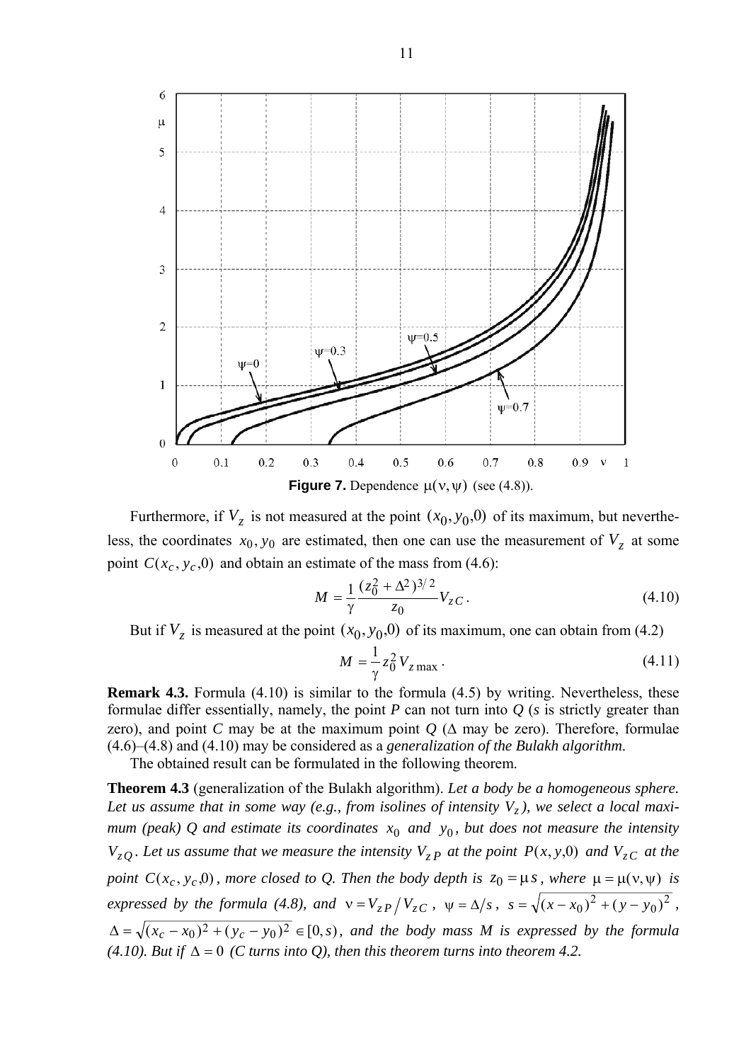**Figure 7.** Dependence $\mu(\nu, \psi)$ (see (4.8)).

Furthermore, if $V_z$ is not measured at the point $(x_0, y_0, 0)$ of its maximum, but nevertheless, the coordinates $x_0, y_0$ are estimated, then one can use the measurement of $V_z$ at some point $C(x_c, y_c, 0)$ and obtain an estimate of the mass from (4.6):

$$M = \frac{1}{\gamma} \frac{(z_0^2 + \Delta^2)^{3/2}}{z_0} V_{zC}. \tag{4.10}$$

But if $V_z$ is measured at the point $(x_0, y_0, 0)$ of its maximum, one can obtain from (4.2)

$$M = \frac{1}{\gamma} z_0^2 V_{z\max}. \tag{4.11}$$

**Remark 4.3.** Formula (4.10) is similar to the formula (4.5) by writing. Nevertheless, these formulae differ essentially, namely, the point *P* can not turn into *Q* (*s* is strictly greater than zero), and point *C* may be at the maximum point *Q* ($\Delta$ may be zero). Therefore, formulae (4.6)–(4.8) and (4.10) may be considered as a *generalization of the Bulakh algorithm*.

The obtained result can be formulated in the following theorem.

**Theorem 4.3** (generalization of the Bulakh algorithm). *Let a body be a homogeneous sphere. Let us assume that in some way (e.g., from isolines of intensity $V_z$), we select a local maximum (peak) Q and estimate its coordinates $x_0$ and $y_0$, but does not measure the intensity $V_{zQ}$. Let us assume that we measure the intensity $V_{zP}$ at the point $P(x, y, 0)$ and $V_{zC}$ at the point $C(x_c, y_c, 0)$, more closed to Q. Then the body depth is $z_0 = \mu s$, where $\mu = \mu(\nu, \psi)$ is expressed by the formula (4.8), and $\nu = V_{zP} / V_{zC}$, $\psi = \Delta / s$, $s = \sqrt{(x - x_0)^2 + (y - y_0)^2}$, $\Delta = \sqrt{(x_c - x_0)^2 + (y_c - y_0)^2} \in [0, s)$, and the body mass M is expressed by the formula (4.10). But if $\Delta = 0$ (C turns into Q), then this theorem turns into theorem 4.2.*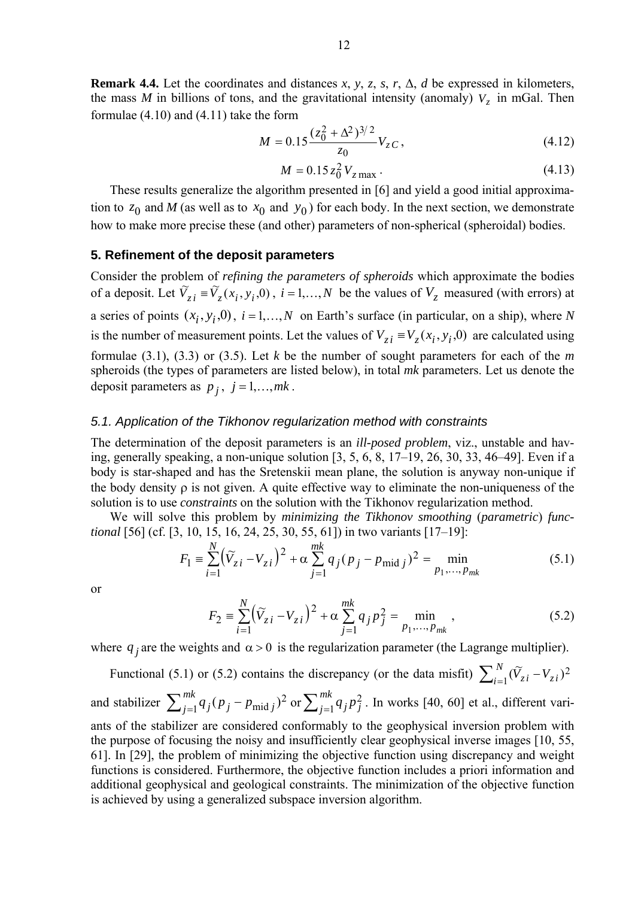**Remark 4.4.** Let the coordinates and distances $x$, $y$, $z$, $s$, $r$, $\Delta$, $d$ be expressed in kilometers, the mass $M$ in billions of tons, and the gravitational intensity (anomaly) $V_z$ in mGal. Then formulae (4.10) and (4.11) take the form

$$M = 0.15 \frac{(z_0^2 + \Delta^2)^{3/2}}{z_0} V_{zC}, \tag{4.12}$$

$$M = 0.15 z_0^2 V_{z\,\max}. \tag{4.13}$$

These results generalize the algorithm presented in [6] and yield a good initial approximation to $z_0$ and $M$ (as well as to $x_0$ and $y_0$) for each body. In the next section, we demonstrate how to make more precise these (and other) parameters of non-spherical (spheroidal) bodies.

## 5. Refinement of the deposit parameters

Consider the problem of *refining the parameters of spheroids* which approximate the bodies of a deposit. Let $\widetilde{V}_{zi} \equiv \widetilde{V}_z(x_i, y_i, 0)$, $i = 1, \ldots, N$ be the values of $V_z$ measured (with errors) at a series of points $(x_i, y_i, 0)$, $i = 1, \ldots, N$ on Earth's surface (in particular, on a ship), where $N$ is the number of measurement points. Let the values of $V_{zi} \equiv V_z(x_i, y_i, 0)$ are calculated using formulae (3.1), (3.3) or (3.5). Let $k$ be the number of sought parameters for each of the $m$ spheroids (the types of parameters are listed below), in total $mk$ parameters. Let us denote the deposit parameters as $p_j$, $j = 1, \ldots, mk$.

### *5.1. Application of the Tikhonov regularization method with constraints*

The determination of the deposit parameters is an *ill-posed problem*, viz., unstable and having, generally speaking, a non-unique solution [3, 5, 6, 8, 17–19, 26, 30, 33, 46–49]. Even if a body is star-shaped and has the Sretenskii mean plane, the solution is anyway non-unique if the body density $\rho$ is not given. A quite effective way to eliminate the non-uniqueness of the solution is to use *constraints* on the solution with the Tikhonov regularization method.

We will solve this problem by *minimizing the Tikhonov smoothing* (*parametric*) *functional* [56] (cf. [3, 10, 15, 16, 24, 25, 30, 55, 61]) in two variants [17–19]:

$$F_1 \equiv \sum_{i=1}^{N} \left( \widetilde{V}_{zi} - V_{zi} \right)^2 + \alpha \sum_{j=1}^{mk} q_j (p_j - p_{\text{mid}\,j})^2 = \min_{p_1, \ldots, p_{mk}} \tag{5.1}$$

or

$$F_2 \equiv \sum_{i=1}^{N} \left( \widetilde{V}_{zi} - V_{zi} \right)^2 + \alpha \sum_{j=1}^{mk} q_j p_j^2 = \min_{p_1, \ldots, p_{mk}}, \tag{5.2}$$

where $q_j$ are the weights and $\alpha > 0$ is the regularization parameter (the Lagrange multiplier).

Functional (5.1) or (5.2) contains the discrepancy (or the data misfit) $\sum_{i=1}^{N} (\widetilde{V}_{zi} - V_{zi})^2$ and stabilizer $\sum_{j=1}^{mk} q_j (p_j - p_{\text{mid}\,j})^2$ or $\sum_{j=1}^{mk} q_j p_j^2$. In works [40, 60] et al., different variants of the stabilizer are considered conformably to the geophysical inversion problem with the purpose of focusing the noisy and insufficiently clear geophysical inverse images [10, 55, 61]. In [29], the problem of minimizing the objective function using discrepancy and weight functions is considered. Furthermore, the objective function includes a priori information and additional geophysical and geological constraints. The minimization of the objective function is achieved by using a generalized subspace inversion algorithm.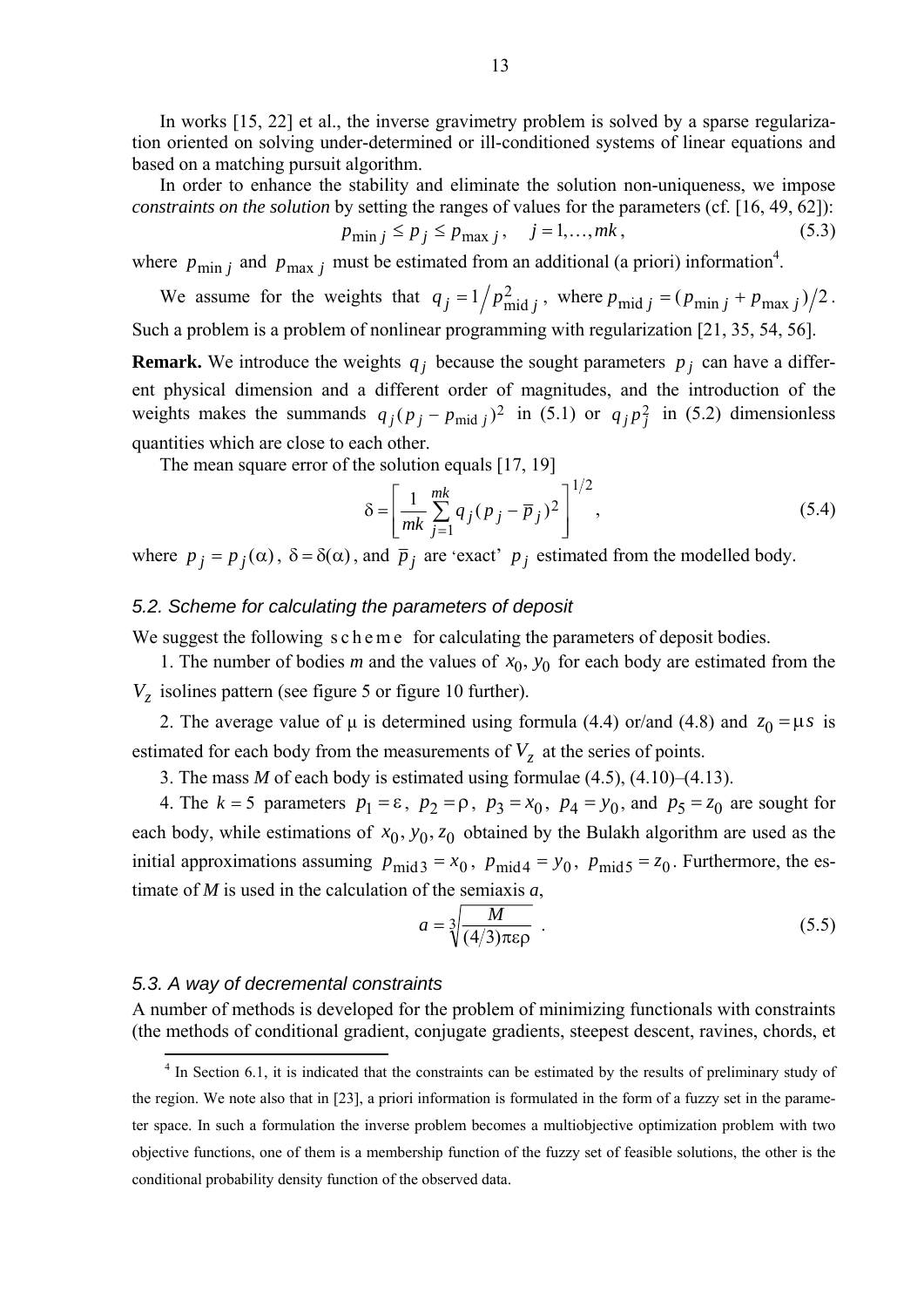In works [15, 22] et al., the inverse gravimetry problem is solved by a sparse regularization oriented on solving under-determined or ill-conditioned systems of linear equations and based on a matching pursuit algorithm.

In order to enhance the stability and eliminate the solution non-uniqueness, we impose *constraints on the solution* by setting the ranges of values for the parameters (cf. [16, 49, 62]):

$$p_{\min j} \le p_j \le p_{\max j}, \quad j = 1, \ldots, mk, \tag{5.3}$$

where $p_{\min j}$ and $p_{\max j}$ must be estimated from an additional (a priori) information[4].

We assume for the weights that $q_j = 1 / p_{\text{mid } j}^2$, where $p_{\text{mid } j} = (p_{\min j} + p_{\max j})/2$. Such a problem is a problem of nonlinear programming with regularization [21, 35, 54, 56].

**Remark.** We introduce the weights $q_j$ because the sought parameters $p_j$ can have a different physical dimension and a different order of magnitudes, and the introduction of the weights makes the summands $q_j (p_j - p_{\text{mid } j})^2$ in (5.1) or $q_j p_j^2$ in (5.2) dimensionless quantities which are close to each other.

The mean square error of the solution equals [17, 19]

$$\delta = \left[ \frac{1}{mk} \sum_{j=1}^{mk} q_j (p_j - \bar{p}_j)^2 \right]^{1/2}, \tag{5.4}$$

where $p_j = p_j(\alpha)$, $\delta = \delta(\alpha)$, and $\bar{p}_j$ are 'exact' $p_j$ estimated from the modelled body.

### *5.2. Scheme for calculating the parameters of deposit*

We suggest the following s c h e m e for calculating the parameters of deposit bodies.

1. The number of bodies *m* and the values of $x_0, y_0$ for each body are estimated from the $V_z$ isolines pattern (see figure 5 or figure 10 further).

2. The average value of μ is determined using formula (4.4) or/and (4.8) and $z_0 = \mu s$ is estimated for each body from the measurements of $V_z$ at the series of points.

3. The mass *M* of each body is estimated using formulae (4.5), (4.10)–(4.13).

4. The $k = 5$ parameters $p_1 = \varepsilon$, $p_2 = \rho$, $p_3 = x_0$, $p_4 = y_0$, and $p_5 = z_0$ are sought for each body, while estimations of $x_0, y_0, z_0$ obtained by the Bulakh algorithm are used as the initial approximations assuming $p_{\text{mid} 3} = x_0$, $p_{\text{mid} 4} = y_0$, $p_{\text{mid} 5} = z_0$. Furthermore, the estimate of *M* is used in the calculation of the semiaxis *a*,

$$a = \sqrt[3]{\frac{M}{(4/3)\pi\varepsilon\rho}} \ . \tag{5.5}$$

### *5.3. A way of decremental constraints*

A number of methods is developed for the problem of minimizing functionals with constraints (the methods of conditional gradient, conjugate gradients, steepest descent, ravines, chords, et

---

[4] In Section 6.1, it is indicated that the constraints can be estimated by the results of preliminary study of the region. We note also that in [23], a priori information is formulated in the form of a fuzzy set in the parameter space. In such a formulation the inverse problem becomes a multiobjective optimization problem with two objective functions, one of them is a membership function of the fuzzy set of feasible solutions, the other is the conditional probability density function of the observed data.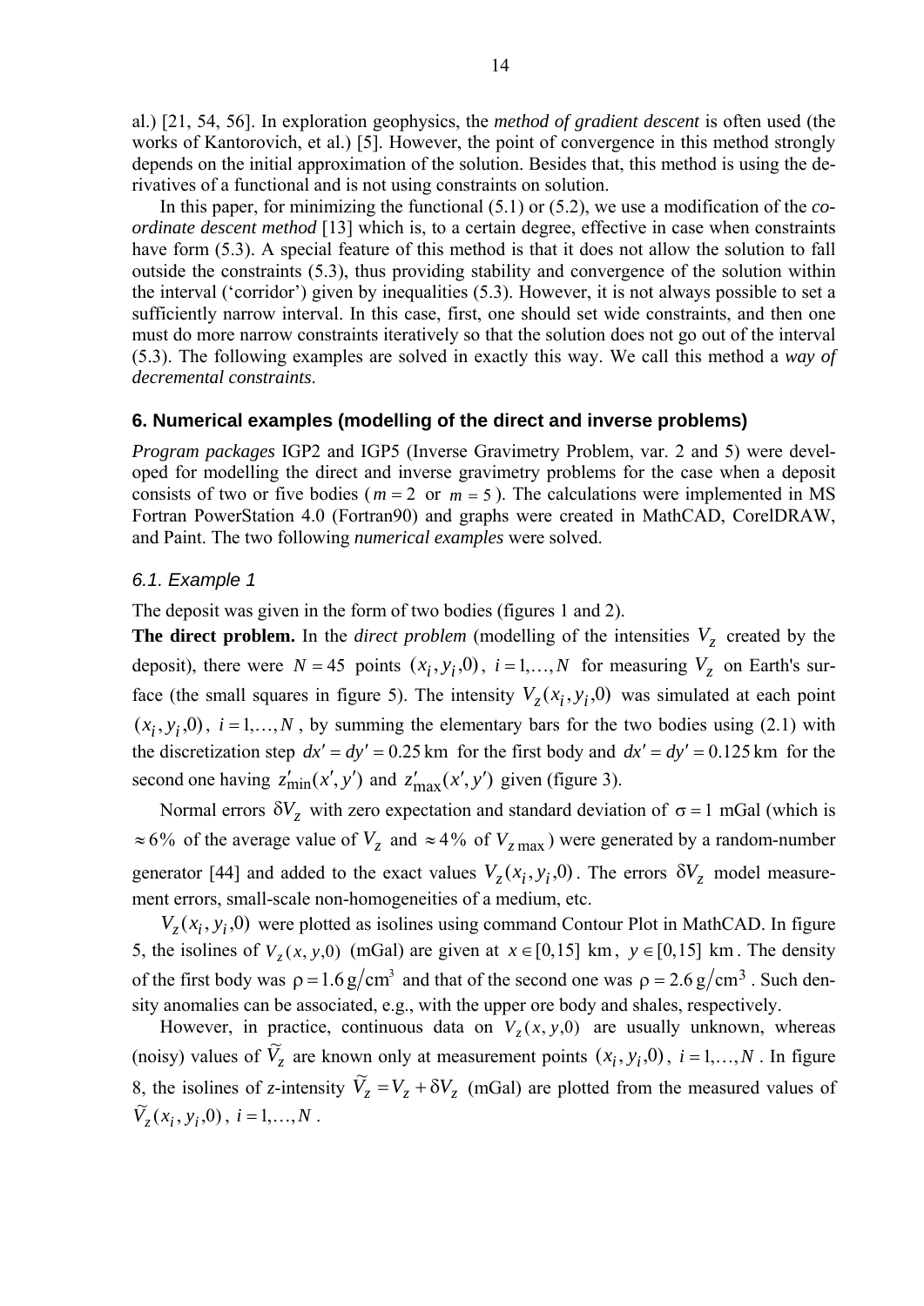al.) [21, 54, 56]. In exploration geophysics, the *method of gradient descent* is often used (the works of Kantorovich, et al.) [5]. However, the point of convergence in this method strongly depends on the initial approximation of the solution. Besides that, this method is using the derivatives of a functional and is not using constraints on solution.

In this paper, for minimizing the functional (5.1) or (5.2), we use a modification of the *coordinate descent method* [13] which is, to a certain degree, effective in case when constraints have form (5.3). A special feature of this method is that it does not allow the solution to fall outside the constraints (5.3), thus providing stability and convergence of the solution within the interval ('corridor') given by inequalities (5.3). However, it is not always possible to set a sufficiently narrow interval. In this case, first, one should set wide constraints, and then one must do more narrow constraints iteratively so that the solution does not go out of the interval (5.3). The following examples are solved in exactly this way. We call this method a *way of decremental constraints*.

## 6. Numerical examples (modelling of the direct and inverse problems)

*Program packages* IGP2 and IGP5 (Inverse Gravimetry Problem, var. 2 and 5) were developed for modelling the direct and inverse gravimetry problems for the case when a deposit consists of two or five bodies ($m = 2$ or $m = 5$). The calculations were implemented in MS Fortran PowerStation 4.0 (Fortran90) and graphs were created in MathCAD, CorelDRAW, and Paint. The two following *numerical examples* were solved.

### *6.1. Example 1*

The deposit was given in the form of two bodies (figures 1 and 2).

**The direct problem.** In the *direct problem* (modelling of the intensities $V_z$ created by the deposit), there were $N = 45$ points $(x_i, y_i, 0)$, $i = 1, \ldots, N$ for measuring $V_z$ on Earth's surface (the small squares in figure 5). The intensity $V_z(x_i, y_i, 0)$ was simulated at each point $(x_i, y_i, 0)$, $i = 1, \ldots, N$, by summing the elementary bars for the two bodies using (2.1) with the discretization step $dx' = dy' = 0.25\,\text{km}$ for the first body and $dx' = dy' = 0.125\,\text{km}$ for the second one having $z'_{\min}(x', y')$ and $z'_{\max}(x', y')$ given (figure 3).

Normal errors $\delta V_z$ with zero expectation and standard deviation of $\sigma = 1$ mGal (which is $\approx 6\%$ of the average value of $V_z$ and $\approx 4\%$ of $V_{z\max}$) were generated by a random-number generator [44] and added to the exact values $V_z(x_i, y_i, 0)$. The errors $\delta V_z$ model measurement errors, small-scale non-homogeneities of a medium, etc.

$V_z(x_i, y_i, 0)$ were plotted as isolines using command Contour Plot in MathCAD. In figure 5, the isolines of $V_z(x, y, 0)$ (mGal) are given at $x \in [0,15]$ km, $y \in [0,15]$ km. The density of the first body was $\rho = 1.6\,\text{g/cm}^3$ and that of the second one was $\rho = 2.6\,\text{g/cm}^3$. Such density anomalies can be associated, e.g., with the upper ore body and shales, respectively.

However, in practice, continuous data on $V_z(x, y, 0)$ are usually unknown, whereas (noisy) values of $\tilde{V}_z$ are known only at measurement points $(x_i, y_i, 0)$, $i = 1, \ldots, N$. In figure 8, the isolines of *z*-intensity $\tilde{V}_z = V_z + \delta V_z$ (mGal) are plotted from the measured values of $\tilde{V}_z(x_i, y_i, 0)$, $i = 1, \ldots, N$.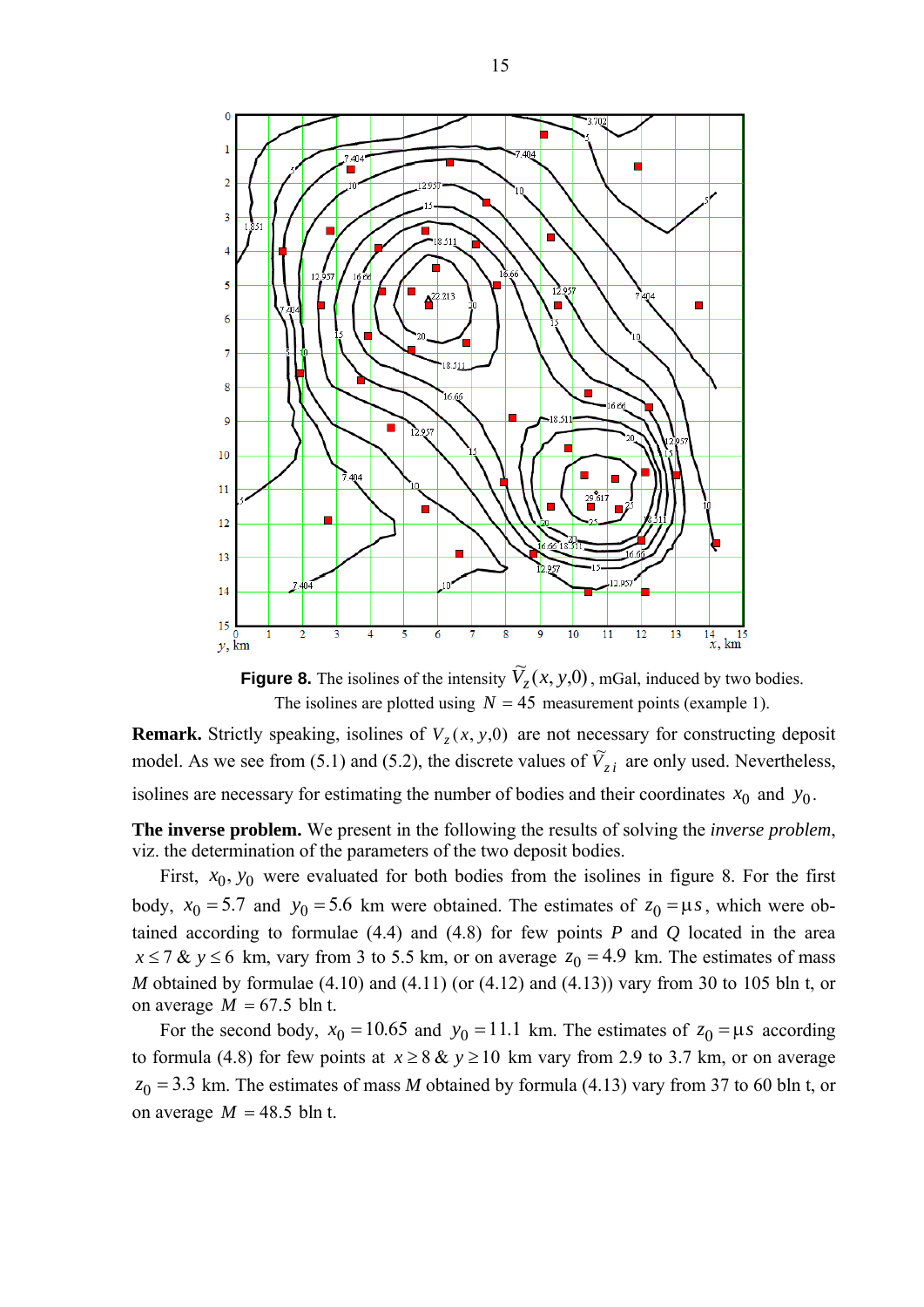**Figure 8.** The isolines of the intensity $\widetilde{V}_z(x, y, 0)$, mGal, induced by two bodies. The isolines are plotted using $N = 45$ measurement points (example 1).

**Remark.** Strictly speaking, isolines of $V_z(x, y, 0)$ are not necessary for constructing deposit model. As we see from (5.1) and (5.2), the discrete values of $\widetilde{V}_{zi}$ are only used. Nevertheless, isolines are necessary for estimating the number of bodies and their coordinates $x_0$ and $y_0$.

**The inverse problem.** We present in the following the results of solving the *inverse problem*, viz. the determination of the parameters of the two deposit bodies.

First, $x_0, y_0$ were evaluated for both bodies from the isolines in figure 8. For the first body, $x_0 = 5.7$ and $y_0 = 5.6$ km were obtained. The estimates of $z_0 = \mu s$, which were obtained according to formulae (4.4) and (4.8) for few points *P* and *Q* located in the area $x \le 7$ & $y \le 6$ km, vary from 3 to 5.5 km, or on average $z_0 = 4.9$ km. The estimates of mass *M* obtained by formulae (4.10) and (4.11) (or (4.12) and (4.13)) vary from 30 to 105 bln t, or on average $M = 67.5$ bln t.

For the second body, $x_0 = 10.65$ and $y_0 = 11.1$ km. The estimates of $z_0 = \mu s$ according to formula (4.8) for few points at $x \ge 8$ & $y \ge 10$ km vary from 2.9 to 3.7 km, or on average $z_0 = 3.3$ km. The estimates of mass *M* obtained by formula (4.13) vary from 37 to 60 bln t, or on average $M = 48.5$ bln t.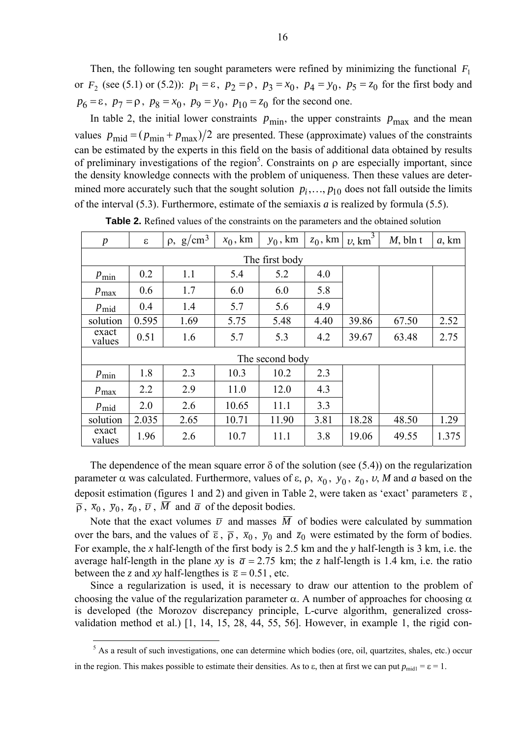Then, the following ten sought parameters were refined by minimizing the functional $F_1$ or $F_2$ (see (5.1) or (5.2)): $p_1 = \varepsilon$, $p_2 = \rho$, $p_3 = x_0$, $p_4 = y_0$, $p_5 = z_0$ for the first body and $p_6 = \varepsilon$, $p_7 = \rho$, $p_8 = x_0$, $p_9 = y_0$, $p_{10} = z_0$ for the second one.

In table 2, the initial lower constraints $p_{\min}$, the upper constraints $p_{\max}$ and the mean values $p_{\text{mid}} = (p_{\min} + p_{\max})/2$ are presented. These (approximate) values of the constraints can be estimated by the experts in this field on the basis of additional data obtained by results of preliminary investigations of the region[5]. Constraints on $\rho$ are especially important, since the density knowledge connects with the problem of uniqueness. Then these values are determined more accurately such that the sought solution $p_i, \ldots, p_{10}$ does not fall outside the limits of the interval (5.3). Furthermore, estimate of the semiaxis $a$ is realized by formula (5.5).

**Table 2.** Refined values of the constraints on the parameters and the obtained solution

| $p$ | $\varepsilon$ | $\rho$, g/cm$^3$ | $x_0$, km | $y_0$, km | $z_0$, km | $\upsilon$, km$^3$ | $M$, bln t | $a$, km |
|---|---|---|---|---|---|---|---|---|
| The first body | | | | | | | | |
| $p_{\min}$ | 0.2 | 1.1 | 5.4 | 5.2 | 4.0 | | | |
| $p_{\max}$ | 0.6 | 1.7 | 6.0 | 6.0 | 5.8 | | | |
| $p_{\text{mid}}$ | 0.4 | 1.4 | 5.7 | 5.6 | 4.9 | | | |
| solution | 0.595 | 1.69 | 5.75 | 5.48 | 4.40 | 39.86 | 67.50 | 2.52 |
| exact values | 0.51 | 1.6 | 5.7 | 5.3 | 4.2 | 39.67 | 63.48 | 2.75 |
| The second body | | | | | | | | |
| $p_{\min}$ | 1.8 | 2.3 | 10.3 | 10.2 | 2.3 | | | |
| $p_{\max}$ | 2.2 | 2.9 | 11.0 | 12.0 | 4.3 | | | |
| $p_{\text{mid}}$ | 2.0 | 2.6 | 10.65 | 11.1 | 3.3 | | | |
| solution | 2.035 | 2.65 | 10.71 | 11.90 | 3.81 | 18.28 | 48.50 | 1.29 |
| exact values | 1.96 | 2.6 | 10.7 | 11.1 | 3.8 | 19.06 | 49.55 | 1.375 |

The dependence of the mean square error $\delta$ of the solution (see (5.4)) on the regularization parameter $\alpha$ was calculated. Furthermore, values of $\varepsilon$, $\rho$, $x_0$, $y_0$, $z_0$, $\upsilon$, $M$ and $a$ based on the deposit estimation (figures 1 and 2) and given in Table 2, were taken as 'exact' parameters $\bar{\varepsilon}$, $\bar{\rho}$, $\bar{x}_0$, $\bar{y}_0$, $\bar{z}_0$, $\bar{\upsilon}$, $\bar{M}$ and $\bar{a}$ of the deposit bodies.

Note that the exact volumes $\bar{\upsilon}$ and masses $\bar{M}$ of bodies were calculated by summation over the bars, and the values of $\bar{\varepsilon}$, $\bar{\rho}$, $\bar{x}_0$, $\bar{y}_0$ and $\bar{z}_0$ were estimated by the form of bodies. For example, the $x$ half-length of the first body is 2.5 km and the $y$ half-length is 3 km, i.e. the average half-length in the plane $xy$ is $\bar{a} = 2.75$ km; the $z$ half-length is 1.4 km, i.e. the ratio between the $z$ and $xy$ half-lengthes is $\bar{\varepsilon} = 0.51$, etc.

Since a regularization is used, it is necessary to draw our attention to the problem of choosing the value of the regularization parameter $\alpha$. A number of approaches for choosing $\alpha$ is developed (the Morozov discrepancy principle, L-curve algorithm, generalized cross-validation method et al.) [1, 14, 15, 28, 44, 55, 56]. However, in example 1, the rigid con-

[5] As a result of such investigations, one can determine which bodies (ore, oil, quartzites, shales, etc.) occur in the region. This makes possible to estimate their densities. As to $\varepsilon$, then at first we can put $p_{\text{mid}1} = \varepsilon = 1$.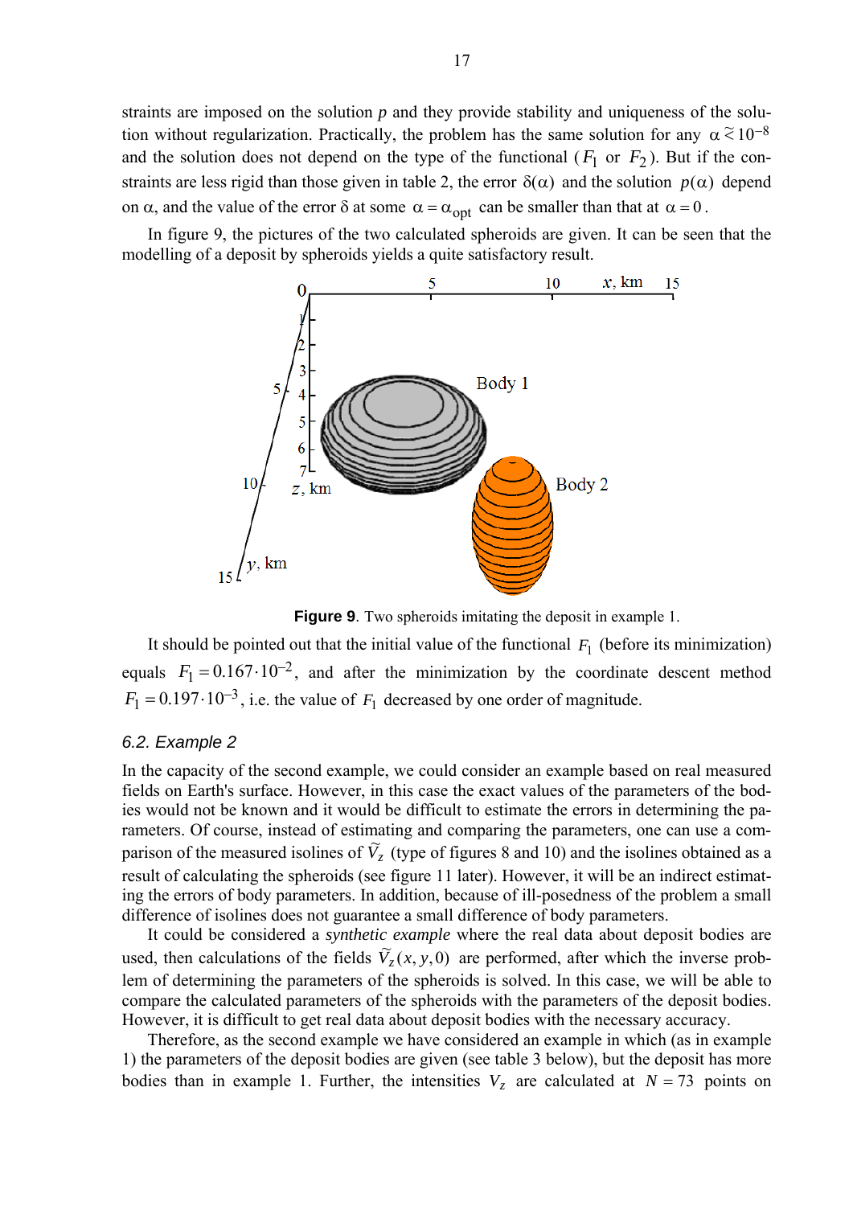straints are imposed on the solution $p$ and they provide stability and uniqueness of the solution without regularization. Practically, the problem has the same solution for any $\alpha \lesssim 10^{-8}$ and the solution does not depend on the type of the functional ($F_1$ or $F_2$). But if the constraints are less rigid than those given in table 2, the error $\delta(\alpha)$ and the solution $p(\alpha)$ depend on $\alpha$, and the value of the error $\delta$ at some $\alpha = \alpha_{\text{opt}}$ can be smaller than that at $\alpha = 0$.

In figure 9, the pictures of the two calculated spheroids are given. It can be seen that the modelling of a deposit by spheroids yields a quite satisfactory result.

**Figure 9**. Two spheroids imitating the deposit in example 1.

It should be pointed out that the initial value of the functional $F_1$ (before its minimization) equals $F_1 = 0.167 \cdot 10^{-2}$, and after the minimization by the coordinate descent method $F_1 = 0.197 \cdot 10^{-3}$, i.e. the value of $F_1$ decreased by one order of magnitude.

### *6.2. Example 2*

In the capacity of the second example, we could consider an example based on real measured fields on Earth's surface. However, in this case the exact values of the parameters of the bodies would not be known and it would be difficult to estimate the errors in determining the parameters. Of course, instead of estimating and comparing the parameters, one can use a comparison of the measured isolines of $\tilde{V}_z$ (type of figures 8 and 10) and the isolines obtained as a result of calculating the spheroids (see figure 11 later). However, it will be an indirect estimating the errors of body parameters. In addition, because of ill-posedness of the problem a small difference of isolines does not guarantee a small difference of body parameters.

It could be considered a *synthetic example* where the real data about deposit bodies are used, then calculations of the fields $\tilde{V}_z(x, y, 0)$ are performed, after which the inverse problem of determining the parameters of the spheroids is solved. In this case, we will be able to compare the calculated parameters of the spheroids with the parameters of the deposit bodies. However, it is difficult to get real data about deposit bodies with the necessary accuracy.

Therefore, as the second example we have considered an example in which (as in example 1) the parameters of the deposit bodies are given (see table 3 below), but the deposit has more bodies than in example 1. Further, the intensities $V_z$ are calculated at $N = 73$ points on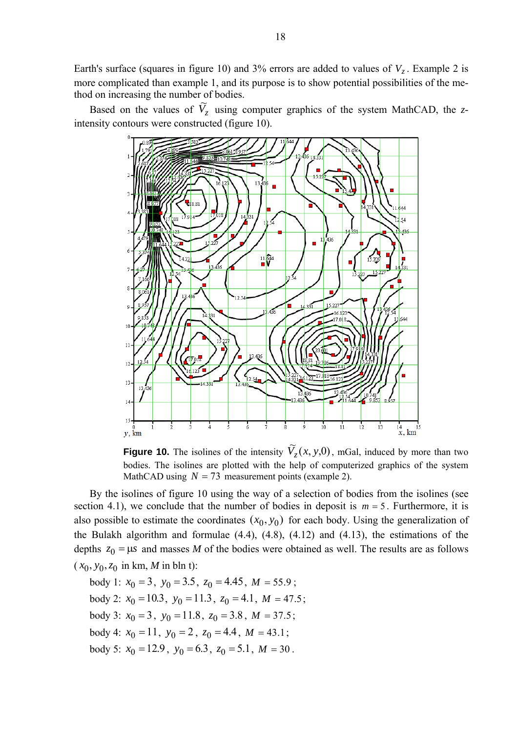Earth's surface (squares in figure 10) and 3% errors are added to values of $V_z$. Example 2 is more complicated than example 1, and its purpose is to show potential possibilities of the method on increasing the number of bodies.

Based on the values of $\widetilde{V}_z$ using computer graphics of the system MathCAD, the *z*-intensity contours were constructed (figure 10).

**Figure 10.** The isolines of the intensity $\widetilde{V}_z(x, y, 0)$, mGal, induced by more than two bodies. The isolines are plotted with the help of computerized graphics of the system MathCAD using $N = 73$ measurement points (example 2).

By the isolines of figure 10 using the way of a selection of bodies from the isolines (see section 4.1), we conclude that the number of bodies in deposit is $m = 5$. Furthermore, it is also possible to estimate the coordinates $(x_0, y_0)$ for each body. Using the generalization of the Bulakh algorithm and formulae (4.4), (4.8), (4.12) and (4.13), the estimations of the depths $z_0 = \mu s$ and masses $M$ of the bodies were obtained as well. The results are as follows ($x_0, y_0, z_0$ in km, $M$ in bln t):

body 1: $x_0 = 3$, $y_0 = 3.5$, $z_0 = 4.45$, $M = 55.9$;

body 2: $x_0 = 10.3$, $y_0 = 11.3$, $z_0 = 4.1$, $M = 47.5$;

body 3: $x_0 = 3$, $y_0 = 11.8$, $z_0 = 3.8$, $M = 37.5$;

body 4: $x_0 = 11$, $y_0 = 2$, $z_0 = 4.4$, $M = 43.1$;

body 5: $x_0 = 12.9$, $y_0 = 6.3$, $z_0 = 5.1$, $M = 30$.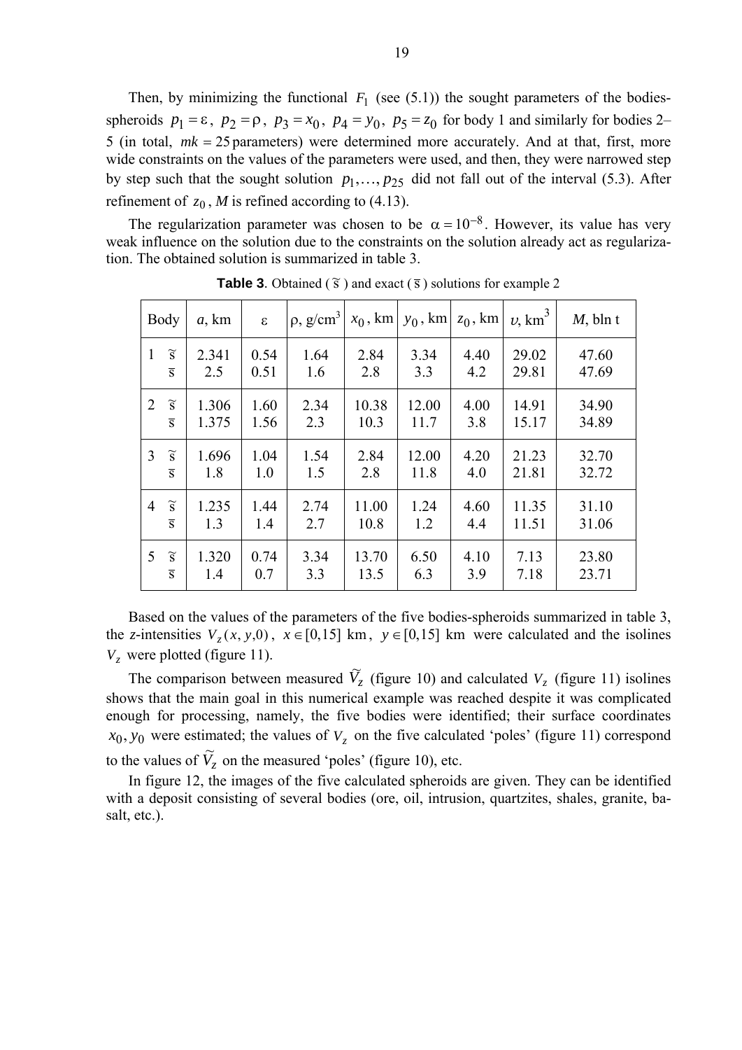Then, by minimizing the functional $F_1$ (see (5.1)) the sought parameters of the bodies-spheroids $p_1 = \varepsilon$, $p_2 = \rho$, $p_3 = x_0$, $p_4 = y_0$, $p_5 = z_0$ for body 1 and similarly for bodies 2–5 (in total, $mk = 25$ parameters) were determined more accurately. And at that, first, more wide constraints on the values of the parameters were used, and then, they were narrowed step by step such that the sought solution $p_1, \ldots, p_{25}$ did not fall out of the interval (5.3). After refinement of $z_0$, $M$ is refined according to (4.13).

The regularization parameter was chosen to be $\alpha = 10^{-8}$. However, its value has very weak influence on the solution due to the constraints on the solution already act as regularization. The obtained solution is summarized in table 3.

**Table 3**. Obtained ( $\tilde{s}$ ) and exact ( $\bar{s}$ ) solutions for example 2

| Body | | $a$, km | $\varepsilon$ | $\rho$, g/cm$^3$ | $x_0$, km | $y_0$, km | $z_0$, km | $\upsilon$, km$^3$ | $M$, bln t |
|---|---|---|---|---|---|---|---|---|---|
| 1 | $\tilde{s}$ | 2.341 | 0.54 | 1.64 | 2.84 | 3.34 | 4.40 | 29.02 | 47.60 |
| | $\bar{s}$ | 2.5 | 0.51 | 1.6 | 2.8 | 3.3 | 4.2 | 29.81 | 47.69 |
| 2 | $\tilde{s}$ | 1.306 | 1.60 | 2.34 | 10.38 | 12.00 | 4.00 | 14.91 | 34.90 |
| | $\bar{s}$ | 1.375 | 1.56 | 2.3 | 10.3 | 11.7 | 3.8 | 15.17 | 34.89 |
| 3 | $\tilde{s}$ | 1.696 | 1.04 | 1.54 | 2.84 | 12.00 | 4.20 | 21.23 | 32.70 |
| | $\bar{s}$ | 1.8 | 1.0 | 1.5 | 2.8 | 11.8 | 4.0 | 21.81 | 32.72 |
| 4 | $\tilde{s}$ | 1.235 | 1.44 | 2.74 | 11.00 | 1.24 | 4.60 | 11.35 | 31.10 |
| | $\bar{s}$ | 1.3 | 1.4 | 2.7 | 10.8 | 1.2 | 4.4 | 11.51 | 31.06 |
| 5 | $\tilde{s}$ | 1.320 | 0.74 | 3.34 | 13.70 | 6.50 | 4.10 | 7.13 | 23.80 |
| | $\bar{s}$ | 1.4 | 0.7 | 3.3 | 13.5 | 6.3 | 3.9 | 7.18 | 23.71 |

Based on the values of the parameters of the five bodies-spheroids summarized in table 3, the $z$-intensities $V_z(x, y, 0)$, $x \in [0,15]$ km, $y \in [0,15]$ km were calculated and the isolines $V_z$ were plotted (figure 11).

The comparison between measured $\tilde{V}_z$ (figure 10) and calculated $V_z$ (figure 11) isolines shows that the main goal in this numerical example was reached despite it was complicated enough for processing, namely, the five bodies were identified; their surface coordinates $x_0, y_0$ were estimated; the values of $V_z$ on the five calculated 'poles' (figure 11) correspond to the values of $\tilde{V}_z$ on the measured 'poles' (figure 10), etc.

In figure 12, the images of the five calculated spheroids are given. They can be identified with a deposit consisting of several bodies (ore, oil, intrusion, quartzites, shales, granite, basalt, etc.).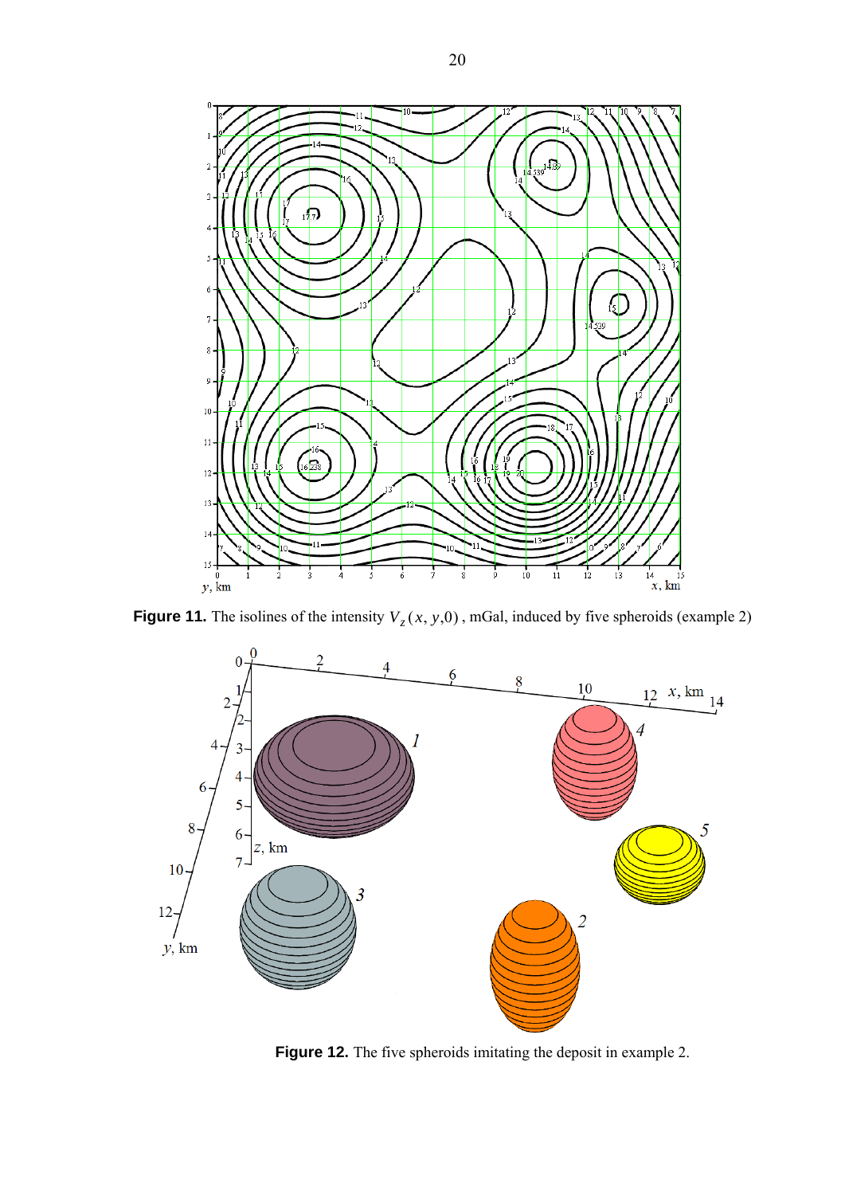**Figure 11.** The isolines of the intensity $V_z(x, y, 0)$, mGal, induced by five spheroids (example 2)

**Figure 12.** The five spheroids imitating the deposit in example 2.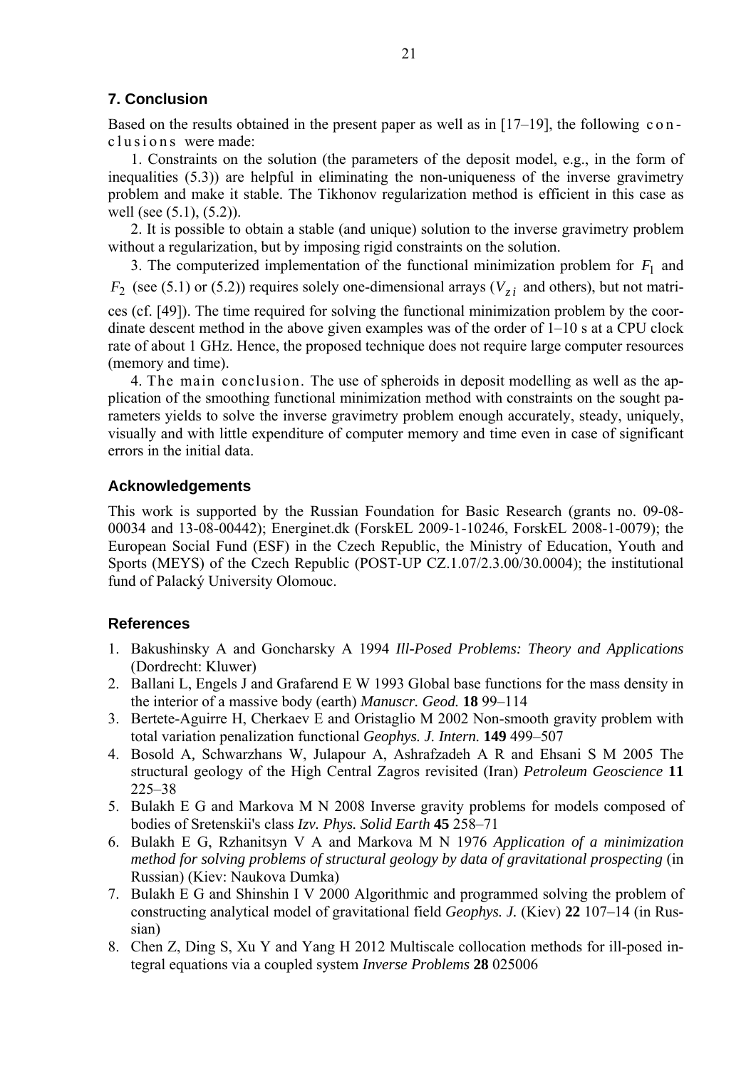## 7. Conclusion

Based on the results obtained in the present paper as well as in [17–19], the following conclusions were made:

1. Constraints on the solution (the parameters of the deposit model, e.g., in the form of inequalities (5.3)) are helpful in eliminating the non-uniqueness of the inverse gravimetry problem and make it stable. The Tikhonov regularization method is efficient in this case as well (see (5.1), (5.2)).

2. It is possible to obtain a stable (and unique) solution to the inverse gravimetry problem without a regularization, but by imposing rigid constraints on the solution.

3. The computerized implementation of the functional minimization problem for $F_1$ and $F_2$ (see (5.1) or (5.2)) requires solely one-dimensional arrays ($V_{zi}$ and others), but not matrices (cf. [49]). The time required for solving the functional minimization problem by the coordinate descent method in the above given examples was of the order of 1–10 s at a CPU clock rate of about 1 GHz. Hence, the proposed technique does not require large computer resources (memory and time).

4. The main conclusion. The use of spheroids in deposit modelling as well as the application of the smoothing functional minimization method with constraints on the sought parameters yields to solve the inverse gravimetry problem enough accurately, steady, uniquely, visually and with little expenditure of computer memory and time even in case of significant errors in the initial data.

## Acknowledgements

This work is supported by the Russian Foundation for Basic Research (grants no. 09-08-00034 and 13-08-00442); Energinet.dk (ForskEL 2009-1-10246, ForskEL 2008-1-0079); the European Social Fund (ESF) in the Czech Republic, the Ministry of Education, Youth and Sports (MEYS) of the Czech Republic (POST-UP CZ.1.07/2.3.00/30.0004); the institutional fund of Palacký University Olomouc.

## References

1. Bakushinsky A and Goncharsky A 1994 *Ill-Posed Problems: Theory and Applications* (Dordrecht: Kluwer)
2. Ballani L, Engels J and Grafarend E W 1993 Global base functions for the mass density in the interior of a massive body (earth) *Manuscr. Geod.* **18** 99–114
3. Bertete-Aguirre H, Cherkaev E and Oristaglio M 2002 Non-smooth gravity problem with total variation penalization functional *Geophys. J. Intern.* **149** 499–507
4. Bosold A, Schwarzhans W, Julapour A, Ashrafzadeh A R and Ehsani S M 2005 The structural geology of the High Central Zagros revisited (Iran) *Petroleum Geoscience* **11** 225–38
5. Bulakh E G and Markova M N 2008 Inverse gravity problems for models composed of bodies of Sretenskii's class *Izv. Phys. Solid Earth* **45** 258–71
6. Bulakh E G, Rzhanitsyn V A and Markova M N 1976 *Application of a minimization method for solving problems of structural geology by data of gravitational prospecting* (in Russian) (Kiev: Naukova Dumka)
7. Bulakh E G and Shinshin I V 2000 Algorithmic and programmed solving the problem of constructing analytical model of gravitational field *Geophys. J.* (Kiev) **22** 107–14 (in Russian)
8. Chen Z, Ding S, Xu Y and Yang H 2012 Multiscale collocation methods for ill-posed integral equations via a coupled system *Inverse Problems* **28** 025006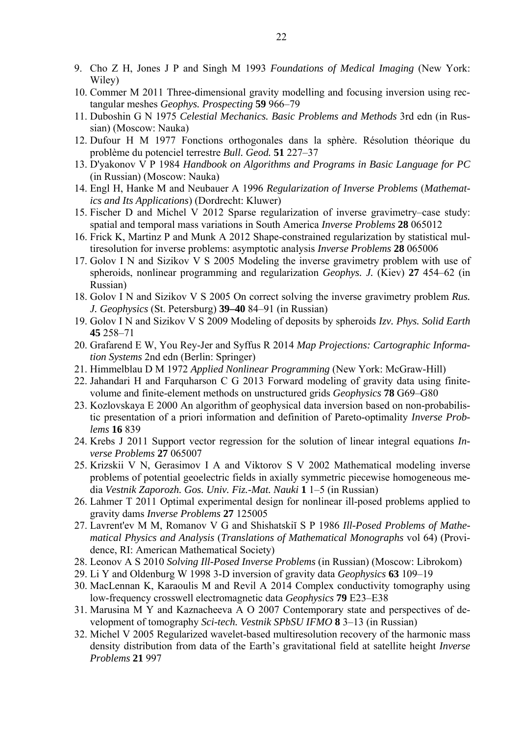9. Cho Z H, Jones J P and Singh M 1993 *Foundations of Medical Imaging* (New York: Wiley)
10. Commer M 2011 Three-dimensional gravity modelling and focusing inversion using rectangular meshes *Geophys. Prospecting* **59** 966–79
11. Duboshin G N 1975 *Celestial Mechanics. Basic Problems and Methods* 3rd edn (in Russian) (Moscow: Nauka)
12. Dufour H M 1977 Fonctions orthogonales dans la sphère. Résolution théorique du problème du potenciel terrestre *Bull. Geod.* **51** 227–37
13. D'yakonov V P 1984 *Handbook on Algorithms and Programs in Basic Language for PC* (in Russian) (Moscow: Nauka)
14. Engl H, Hanke M and Neubauer A 1996 *Regularization of Inverse Problems* (*Mathematics and Its Applications*) (Dordrecht: Kluwer)
15. Fischer D and Michel V 2012 Sparse regularization of inverse gravimetry–case study: spatial and temporal mass variations in South America *Inverse Problems* **28** 065012
16. Frick K, Martinz P and Munk A 2012 Shape-constrained regularization by statistical multiresolution for inverse problems: asymptotic analysis *Inverse Problems* **28** 065006
17. Golov I N and Sizikov V S 2005 Modeling the inverse gravimetry problem with use of spheroids, nonlinear programming and regularization *Geophys. J.* (Kiev) **27** 454–62 (in Russian)
18. Golov I N and Sizikov V S 2005 On correct solving the inverse gravimetry problem *Rus. J. Geophysics* (St. Petersburg) **39–40** 84–91 (in Russian)
19. Golov I N and Sizikov V S 2009 Modeling of deposits by spheroids *Izv. Phys. Solid Earth* **45** 258–71
20. Grafarend E W, You Rey-Jer and Syffus R 2014 *Map Projections: Cartographic Information Systems* 2nd edn (Berlin: Springer)
21. Himmelblau D M 1972 *Applied Nonlinear Programming* (New York: McGraw-Hill)
22. Jahandari H and Farquharson C G 2013 Forward modeling of gravity data using finite-volume and finite-element methods on unstructured grids *Geophysics* **78** G69–G80
23. Kozlovskaya E 2000 An algorithm of geophysical data inversion based on non-probabilistic presentation of a priori information and definition of Pareto-optimality *Inverse Problems* **16** 839
24. Krebs J 2011 Support vector regression for the solution of linear integral equations *Inverse Problems* **27** 065007
25. Krizskii V N, Gerasimov I A and Viktorov S V 2002 Mathematical modeling inverse problems of potential geoelectric fields in axially symmetric piecewise homogeneous media *Vestnik Zaporozh. Gos. Univ. Fiz.-Mat. Nauki* **1** 1–5 (in Russian)
26. Lahmer T 2011 Optimal experimental design for nonlinear ill-posed problems applied to gravity dams *Inverse Problems* **27** 125005
27. Lavrent'ev M M, Romanov V G and Shishatskiĭ S P 1986 *Ill-Posed Problems of Mathematical Physics and Analysis* (*Translations of Mathematical Monographs* vol 64) (Providence, RI: American Mathematical Society)
28. Leonov A S 2010 *Solving Ill-Posed Inverse Problems* (in Russian) (Moscow: Librokom)
29. Li Y and Oldenburg W 1998 3-D inversion of gravity data *Geophysics* **63** 109–19
30. MacLennan K, Karaoulis M and Revil A 2014 Complex conductivity tomography using low-frequency crosswell electromagnetic data *Geophysics* **79** E23–E38
31. Marusina M Y and Kaznacheeva A O 2007 Contemporary state and perspectives of development of tomography *Sci-tech. Vestnik SPbSU IFMO* **8** 3–13 (in Russian)
32. Michel V 2005 Regularized wavelet-based multiresolution recovery of the harmonic mass density distribution from data of the Earth's gravitational field at satellite height *Inverse Problems* **21** 997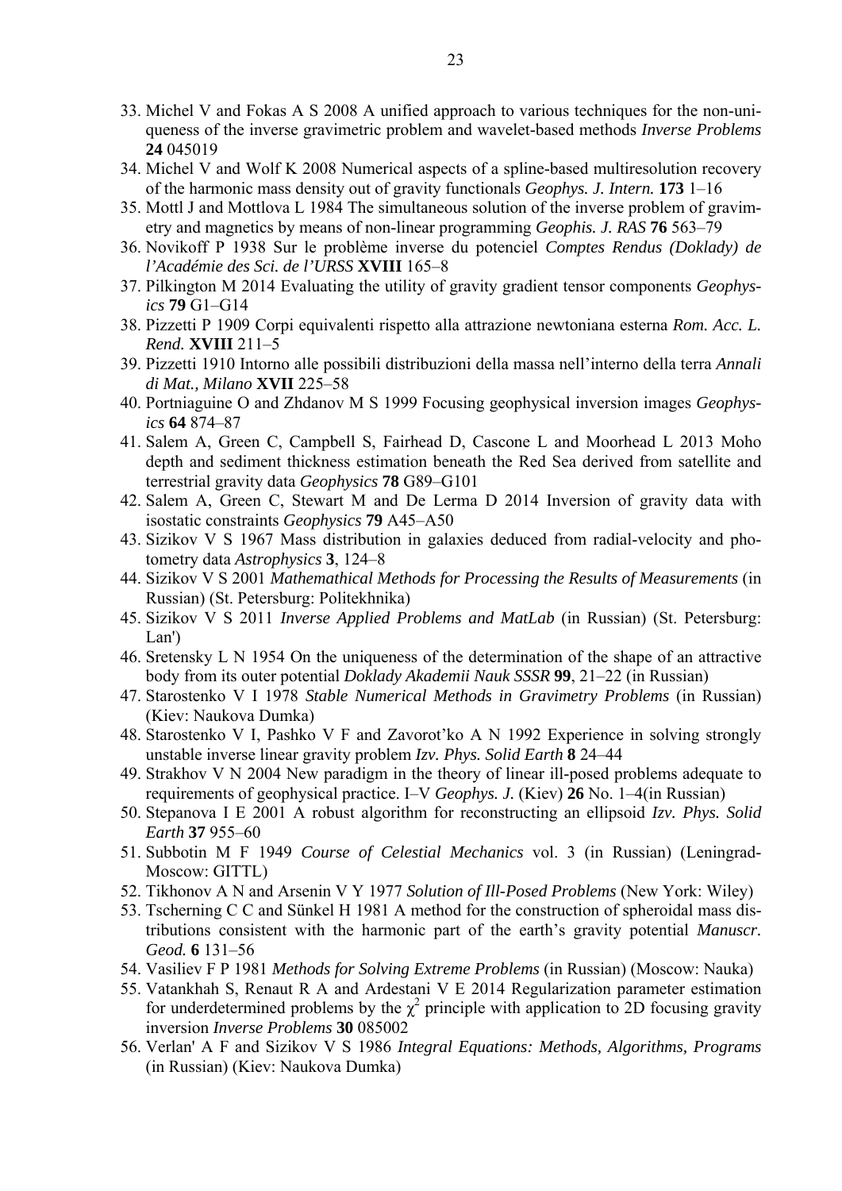33. Michel V and Fokas A S 2008 A unified approach to various techniques for the non-uniqueness of the inverse gravimetric problem and wavelet-based methods *Inverse Problems* **24** 045019
34. Michel V and Wolf K 2008 Numerical aspects of a spline-based multiresolution recovery of the harmonic mass density out of gravity functionals *Geophys. J. Intern.* **173** 1–16
35. Mottl J and Mottlova L 1984 The simultaneous solution of the inverse problem of gravimetry and magnetics by means of non-linear programming *Geophis. J. RAS* **76** 563–79
36. Novikoff P 1938 Sur le problème inverse du potenciel *Comptes Rendus (Doklady) de l'Académie des Sci. de l'URSS* **XVIII** 165–8
37. Pilkington M 2014 Evaluating the utility of gravity gradient tensor components *Geophysics* **79** G1–G14
38. Pizzetti P 1909 Corpi equivalenti rispetto alla attrazione newtoniana esterna *Rom. Acc. L. Rend.* **XVIII** 211–5
39. Pizzetti 1910 Intorno alle possibili distribuzioni della massa nell'interno della terra *Annali di Mat., Milano* **XVII** 225–58
40. Portniaguine O and Zhdanov M S 1999 Focusing geophysical inversion images *Geophysics* **64** 874–87
41. Salem A, Green C, Campbell S, Fairhead D, Cascone L and Moorhead L 2013 Moho depth and sediment thickness estimation beneath the Red Sea derived from satellite and terrestrial gravity data *Geophysics* **78** G89–G101
42. Salem A, Green C, Stewart M and De Lerma D 2014 Inversion of gravity data with isostatic constraints *Geophysics* **79** A45–A50
43. Sizikov V S 1967 Mass distribution in galaxies deduced from radial-velocity and photometry data *Astrophysics* **3**, 124–8
44. Sizikov V S 2001 *Mathemathical Methods for Processing the Results of Measurements* (in Russian) (St. Petersburg: Politekhnika)
45. Sizikov V S 2011 *Inverse Applied Problems and MatLab* (in Russian) (St. Petersburg: Lan')
46. Sretensky L N 1954 On the uniqueness of the determination of the shape of an attractive body from its outer potential *Doklady Akademii Nauk SSSR* **99**, 21–22 (in Russian)
47. Starostenko V I 1978 *Stable Numerical Methods in Gravimetry Problems* (in Russian) (Kiev: Naukova Dumka)
48. Starostenko V I, Pashko V F and Zavorot'ko A N 1992 Experience in solving strongly unstable inverse linear gravity problem *Izv. Phys. Solid Earth* **8** 24–44
49. Strakhov V N 2004 New paradigm in the theory of linear ill-posed problems adequate to requirements of geophysical practice. I–V *Geophys. J.* (Kiev) **26** No. 1–4(in Russian)
50. Stepanova I E 2001 A robust algorithm for reconstructing an ellipsoid *Izv. Phys. Solid Earth* **37** 955–60
51. Subbotin M F 1949 *Course of Celestial Mechanics* vol. 3 (in Russian) (Leningrad-Moscow: GITTL)
52. Tikhonov A N and Arsenin V Y 1977 *Solution of Ill-Posed Problems* (New York: Wiley)
53. Tscherning C C and Sünkel H 1981 A method for the construction of spheroidal mass distributions consistent with the harmonic part of the earth's gravity potential *Manuscr. Geod.* **6** 131–56
54. Vasiliev F P 1981 *Methods for Solving Extreme Problems* (in Russian) (Moscow: Nauka)
55. Vatankhah S, Renaut R A and Ardestani V E 2014 Regularization parameter estimation for underdetermined problems by the $\chi^2$ principle with application to 2D focusing gravity inversion *Inverse Problems* **30** 085002
56. Verlan' A F and Sizikov V S 1986 *Integral Equations: Methods, Algorithms, Programs* (in Russian) (Kiev: Naukova Dumka)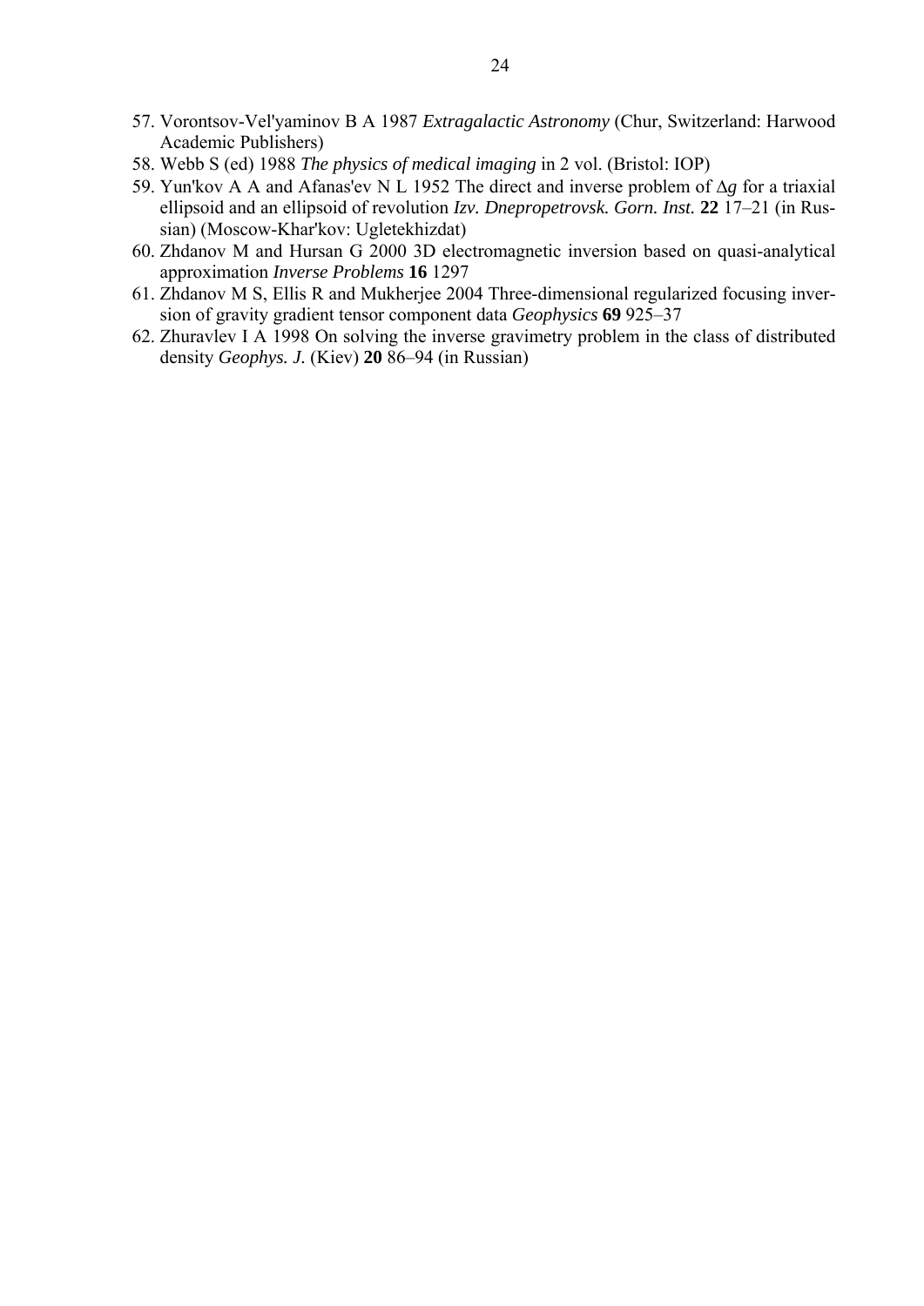57. Vorontsov-Vel'yaminov B A 1987 *Extragalactic Astronomy* (Chur, Switzerland: Harwood Academic Publishers)
58. Webb S (ed) 1988 *The physics of medical imaging* in 2 vol. (Bristol: IOP)
59. Yun'kov A A and Afanas'ev N L 1952 The direct and inverse problem of $\Delta g$ for a triaxial ellipsoid and an ellipsoid of revolution *Izv. Dnepropetrovsk. Gorn. Inst.* **22** 17–21 (in Russian) (Moscow-Khar'kov: Ugletekhizdat)
60. Zhdanov M and Hursan G 2000 3D electromagnetic inversion based on quasi-analytical approximation *Inverse Problems* **16** 1297
61. Zhdanov M S, Ellis R and Mukherjee 2004 Three-dimensional regularized focusing inversion of gravity gradient tensor component data *Geophysics* **69** 925–37
62. Zhuravlev I A 1998 On solving the inverse gravimetry problem in the class of distributed density *Geophys. J.* (Kiev) **20** 86–94 (in Russian)